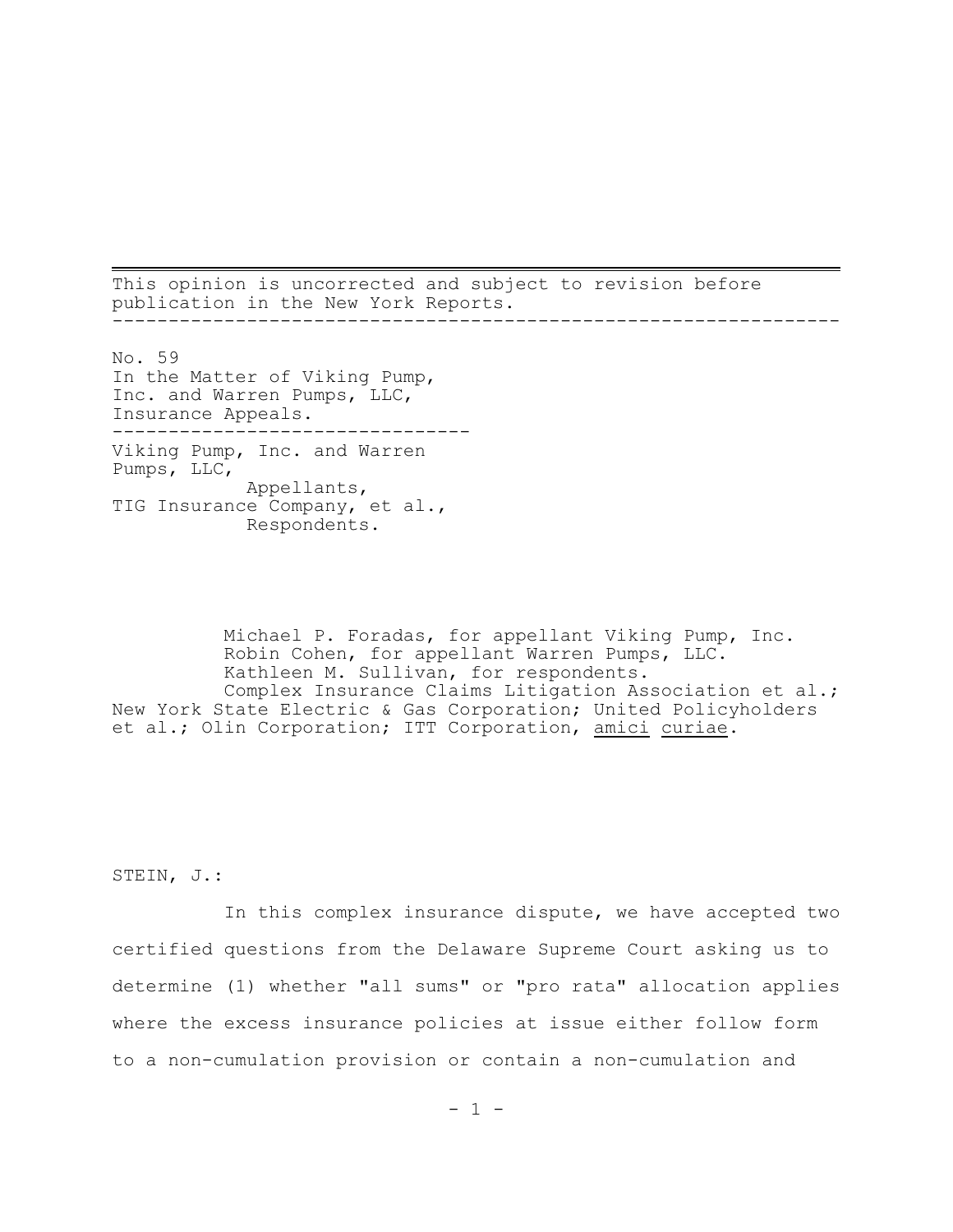This opinion is uncorrected and subject to revision before publication in the New York Reports.

---

No. 59
In the Matter of Viking Pump, Inc. and Warren Pumps, LLC, Insurance Appeals.

---

Viking Pump, Inc. and Warren Pumps, LLC,
Appellants,
TIG Insurance Company, et al.,
Respondents.

Michael P. Foradas, for appellant Viking Pump, Inc.
Robin Cohen, for appellant Warren Pumps, LLC.
Kathleen M. Sullivan, for respondents.
Complex Insurance Claims Litigation Association et al.; New York State Electric & Gas Corporation; United Policyholders et al.; Olin Corporation; ITT Corporation, amici curiae.

STEIN, J.:

In this complex insurance dispute, we have accepted two certified questions from the Delaware Supreme Court asking us to determine (1) whether "all sums" or "pro rata" allocation applies where the excess insurance policies at issue either follow form to a non-cumulation provision or contain a non-cumulation and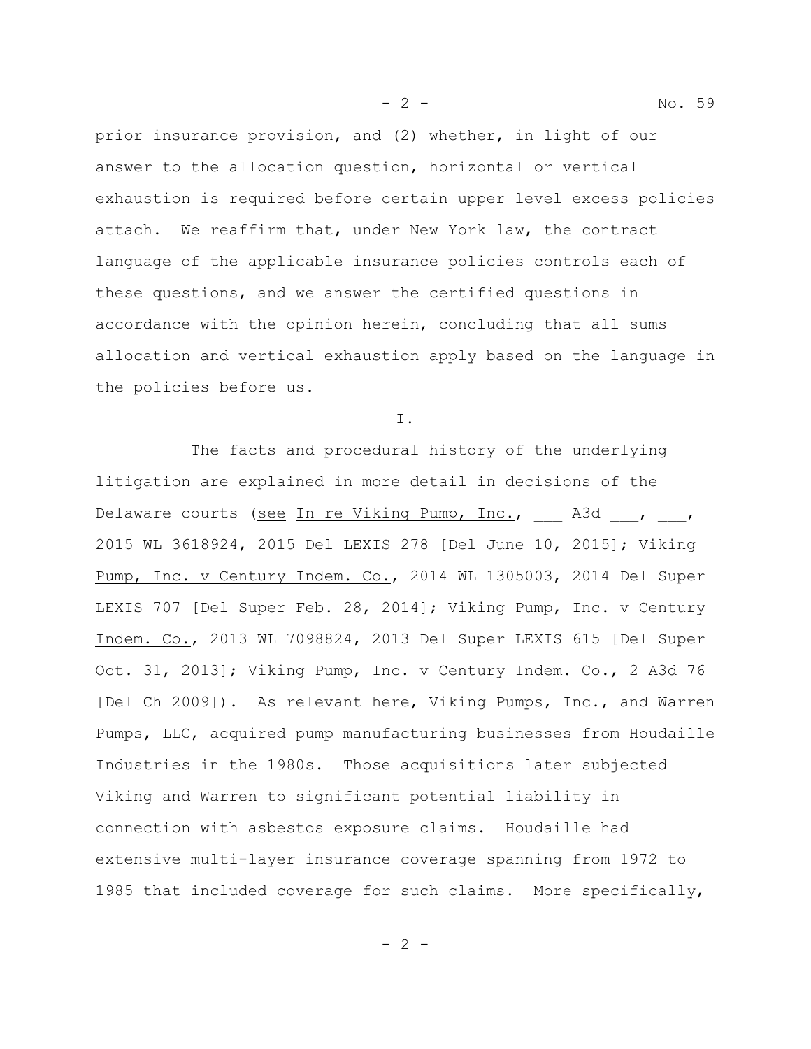prior insurance provision, and (2) whether, in light of our answer to the allocation question, horizontal or vertical exhaustion is required before certain upper level excess policies attach. We reaffirm that, under New York law, the contract language of the applicable insurance policies controls each of these questions, and we answer the certified questions in accordance with the opinion herein, concluding that all sums allocation and vertical exhaustion apply based on the language in the policies before us.

I.

The facts and procedural history of the underlying litigation are explained in more detail in decisions of the Delaware courts (see In re Viking Pump, Inc., ___ A3d ___, ___, 2015 WL 3618924, 2015 Del LEXIS 278 [Del June 10, 2015]; Viking Pump, Inc. v Century Indem. Co., 2014 WL 1305003, 2014 Del Super LEXIS 707 [Del Super Feb. 28, 2014]; Viking Pump, Inc. v Century Indem. Co., 2013 WL 7098824, 2013 Del Super LEXIS 615 [Del Super Oct. 31, 2013]; Viking Pump, Inc. v Century Indem. Co., 2 A3d 76 [Del Ch 2009]). As relevant here, Viking Pumps, Inc., and Warren Pumps, LLC, acquired pump manufacturing businesses from Houdaille Industries in the 1980s. Those acquisitions later subjected Viking and Warren to significant potential liability in connection with asbestos exposure claims. Houdaille had extensive multi-layer insurance coverage spanning from 1972 to 1985 that included coverage for such claims. More specifically,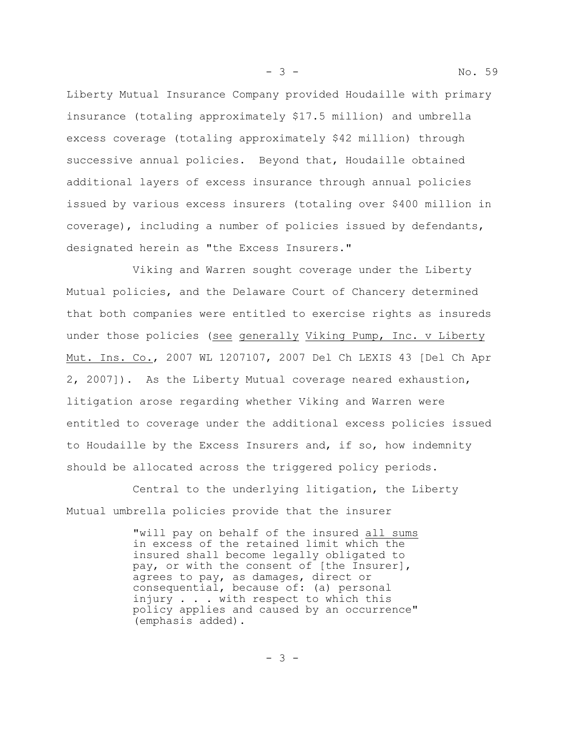Liberty Mutual Insurance Company provided Houdaille with primary insurance (totaling approximately $17.5 million) and umbrella excess coverage (totaling approximately $42 million) through successive annual policies. Beyond that, Houdaille obtained additional layers of excess insurance through annual policies issued by various excess insurers (totaling over $400 million in coverage), including a number of policies issued by defendants, designated herein as "the Excess Insurers."

Viking and Warren sought coverage under the Liberty Mutual policies, and the Delaware Court of Chancery determined that both companies were entitled to exercise rights as insureds under those policies (see generally Viking Pump, Inc. v Liberty Mut. Ins. Co., 2007 WL 1207107, 2007 Del Ch LEXIS 43 [Del Ch Apr 2, 2007]). As the Liberty Mutual coverage neared exhaustion, litigation arose regarding whether Viking and Warren were entitled to coverage under the additional excess policies issued to Houdaille by the Excess Insurers and, if so, how indemnity should be allocated across the triggered policy periods.

Central to the underlying litigation, the Liberty Mutual umbrella policies provide that the insurer

> "will pay on behalf of the insured all sums in excess of the retained limit which the insured shall become legally obligated to pay, or with the consent of [the Insurer], agrees to pay, as damages, direct or consequential, because of: (a) personal injury . . . with respect to which this policy applies and caused by an occurrence" (emphasis added).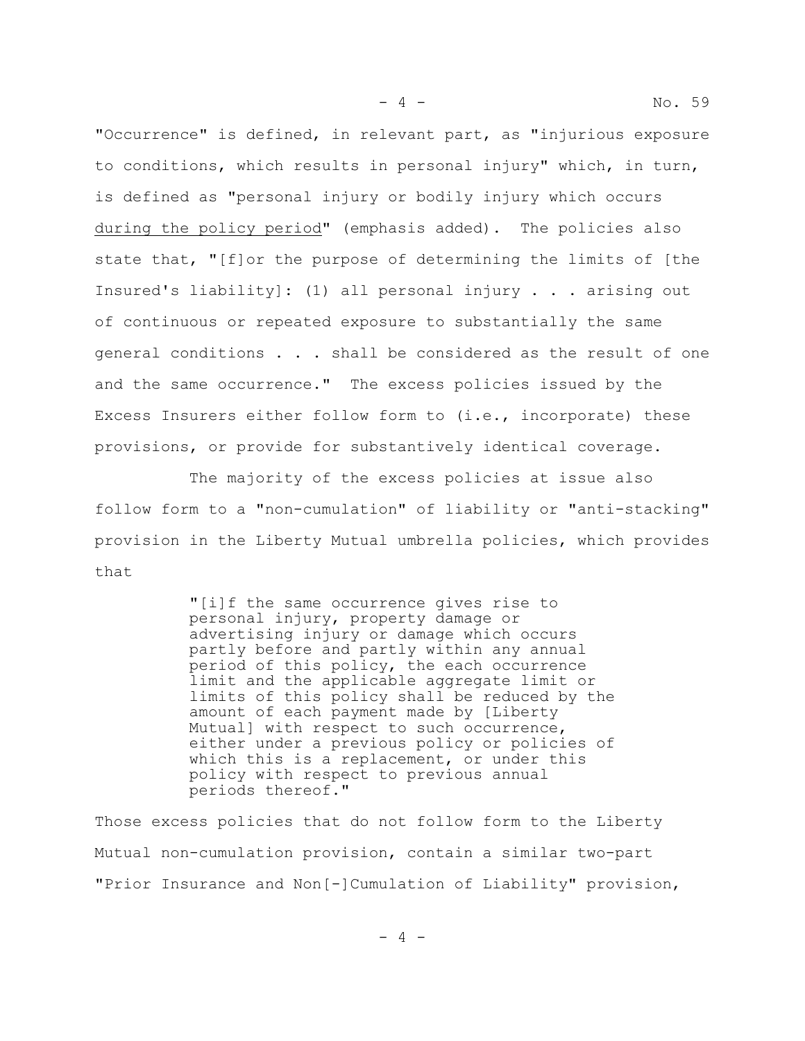"Occurrence" is defined, in relevant part, as "injurious exposure to conditions, which results in personal injury" which, in turn, is defined as "personal injury or bodily injury which occurs during the policy period" (emphasis added). The policies also state that, "[f]or the purpose of determining the limits of [the Insured's liability]: (1) all personal injury . . . arising out of continuous or repeated exposure to substantially the same general conditions . . . shall be considered as the result of one and the same occurrence." The excess policies issued by the Excess Insurers either follow form to (i.e., incorporate) these provisions, or provide for substantively identical coverage.

The majority of the excess policies at issue also follow form to a "non-cumulation" of liability or "anti-stacking" provision in the Liberty Mutual umbrella policies, which provides that

> "[i]f the same occurrence gives rise to personal injury, property damage or advertising injury or damage which occurs partly before and partly within any annual period of this policy, the each occurrence limit and the applicable aggregate limit or limits of this policy shall be reduced by the amount of each payment made by [Liberty Mutual] with respect to such occurrence, either under a previous policy or policies of which this is a replacement, or under this policy with respect to previous annual periods thereof."

Those excess policies that do not follow form to the Liberty Mutual non-cumulation provision, contain a similar two-part "Prior Insurance and Non[-]Cumulation of Liability" provision,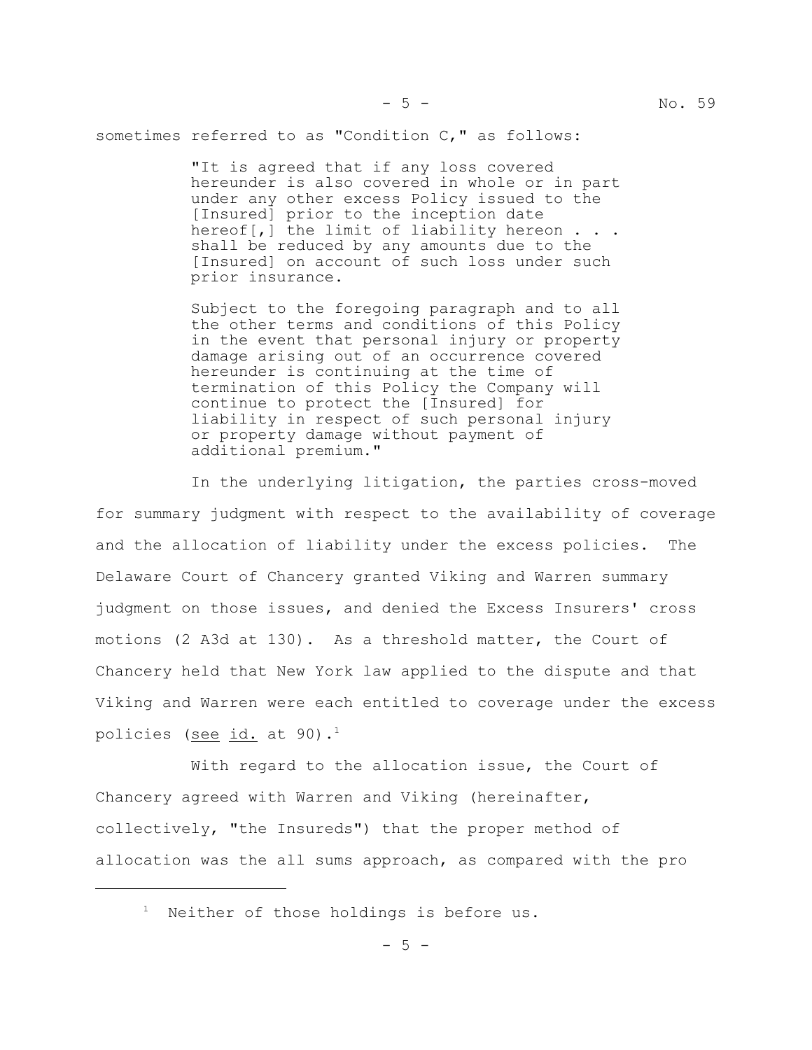sometimes referred to as "Condition C," as follows:

> "It is agreed that if any loss covered hereunder is also covered in whole or in part under any other excess Policy issued to the [Insured] prior to the inception date hereof[,] the limit of liability hereon . . . shall be reduced by any amounts due to the [Insured] on account of such loss under such prior insurance.
>
> Subject to the foregoing paragraph and to all the other terms and conditions of this Policy in the event that personal injury or property damage arising out of an occurrence covered hereunder is continuing at the time of termination of this Policy the Company will continue to protect the [Insured] for liability in respect of such personal injury or property damage without payment of additional premium."

In the underlying litigation, the parties cross-moved for summary judgment with respect to the availability of coverage and the allocation of liability under the excess policies. The Delaware Court of Chancery granted Viking and Warren summary judgment on those issues, and denied the Excess Insurers' cross motions (2 A3d at 130). As a threshold matter, the Court of Chancery held that New York law applied to the dispute and that Viking and Warren were each entitled to coverage under the excess policies (see id. at 90).[1]

With regard to the allocation issue, the Court of Chancery agreed with Warren and Viking (hereinafter, collectively, "the Insureds") that the proper method of allocation was the all sums approach, as compared with the pro

[1] Neither of those holdings is before us.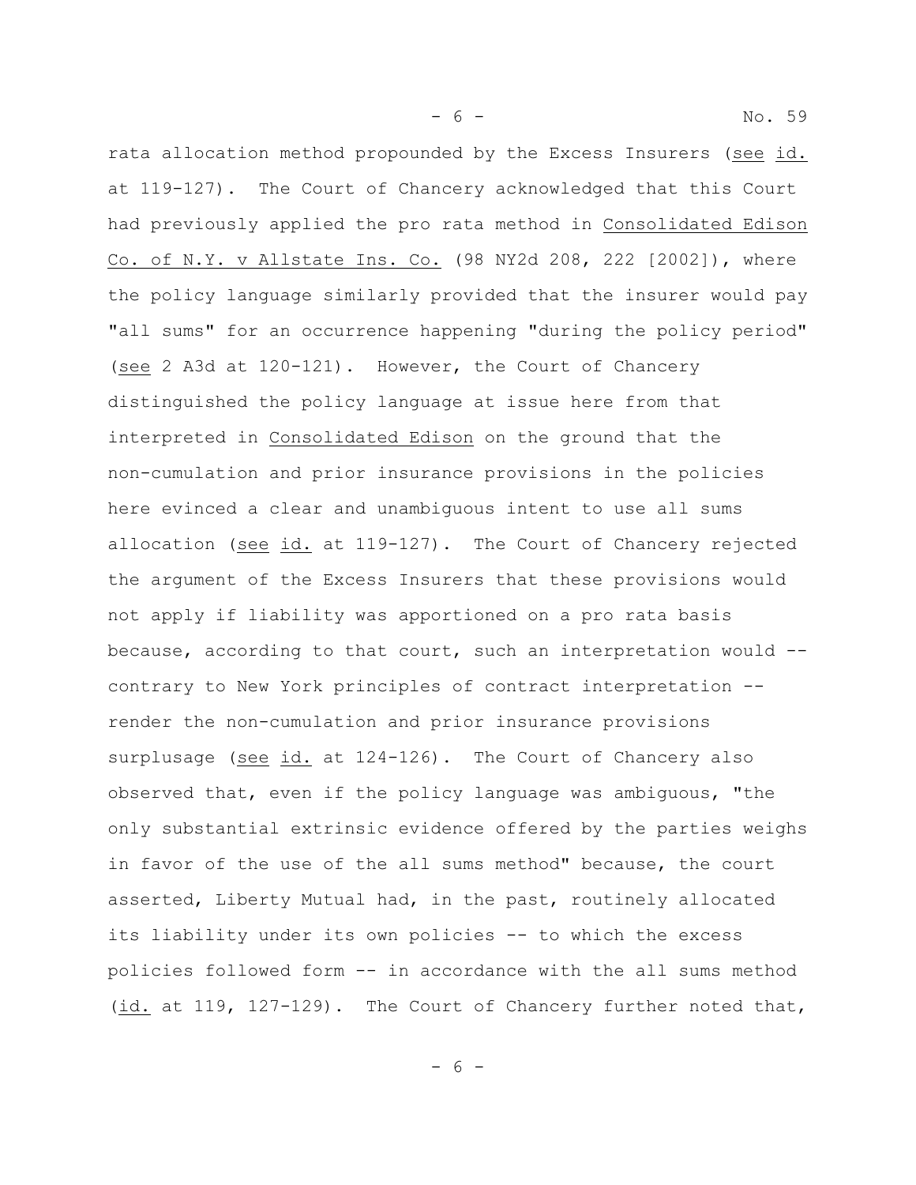rata allocation method propounded by the Excess Insurers (see id. at 119-127). The Court of Chancery acknowledged that this Court had previously applied the pro rata method in Consolidated Edison Co. of N.Y. v Allstate Ins. Co. (98 NY2d 208, 222 [2002]), where the policy language similarly provided that the insurer would pay "all sums" for an occurrence happening "during the policy period" (see 2 A3d at 120-121). However, the Court of Chancery distinguished the policy language at issue here from that interpreted in Consolidated Edison on the ground that the non-cumulation and prior insurance provisions in the policies here evinced a clear and unambiguous intent to use all sums allocation (see id. at 119-127). The Court of Chancery rejected the argument of the Excess Insurers that these provisions would not apply if liability was apportioned on a pro rata basis because, according to that court, such an interpretation would -- contrary to New York principles of contract interpretation -- render the non-cumulation and prior insurance provisions surplusage (see id. at 124-126). The Court of Chancery also observed that, even if the policy language was ambiguous, "the only substantial extrinsic evidence offered by the parties weighs in favor of the use of the all sums method" because, the court asserted, Liberty Mutual had, in the past, routinely allocated its liability under its own policies -- to which the excess policies followed form -- in accordance with the all sums method (id. at 119, 127-129). The Court of Chancery further noted that,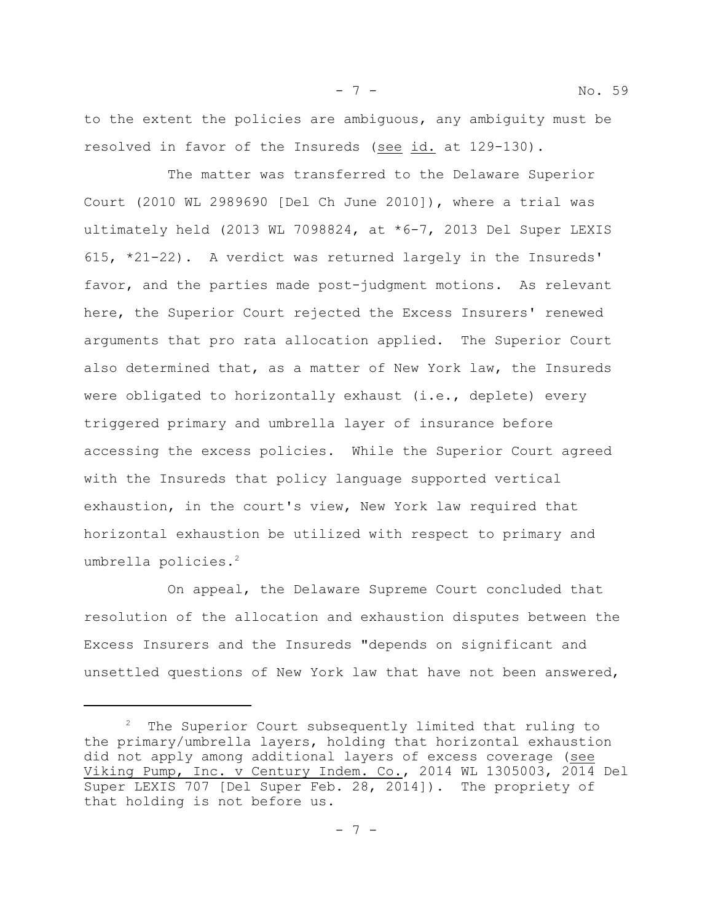to the extent the policies are ambiguous, any ambiguity must be resolved in favor of the Insureds (see id. at 129-130).

The matter was transferred to the Delaware Superior Court (2010 WL 2989690 [Del Ch June 2010]), where a trial was ultimately held (2013 WL 7098824, at *6-7, 2013 Del Super LEXIS 615, *21-22). A verdict was returned largely in the Insureds' favor, and the parties made post-judgment motions. As relevant here, the Superior Court rejected the Excess Insurers' renewed arguments that pro rata allocation applied. The Superior Court also determined that, as a matter of New York law, the Insureds were obligated to horizontally exhaust (i.e., deplete) every triggered primary and umbrella layer of insurance before accessing the excess policies. While the Superior Court agreed with the Insureds that policy language supported vertical exhaustion, in the court's view, New York law required that horizontal exhaustion be utilized with respect to primary and umbrella policies.[2]

On appeal, the Delaware Supreme Court concluded that resolution of the allocation and exhaustion disputes between the Excess Insurers and the Insureds "depends on significant and unsettled questions of New York law that have not been answered,

---

[2] The Superior Court subsequently limited that ruling to the primary/umbrella layers, holding that horizontal exhaustion did not apply among additional layers of excess coverage (see Viking Pump, Inc. v Century Indem. Co., 2014 WL 1305003, 2014 Del Super LEXIS 707 [Del Super Feb. 28, 2014]). The propriety of that holding is not before us.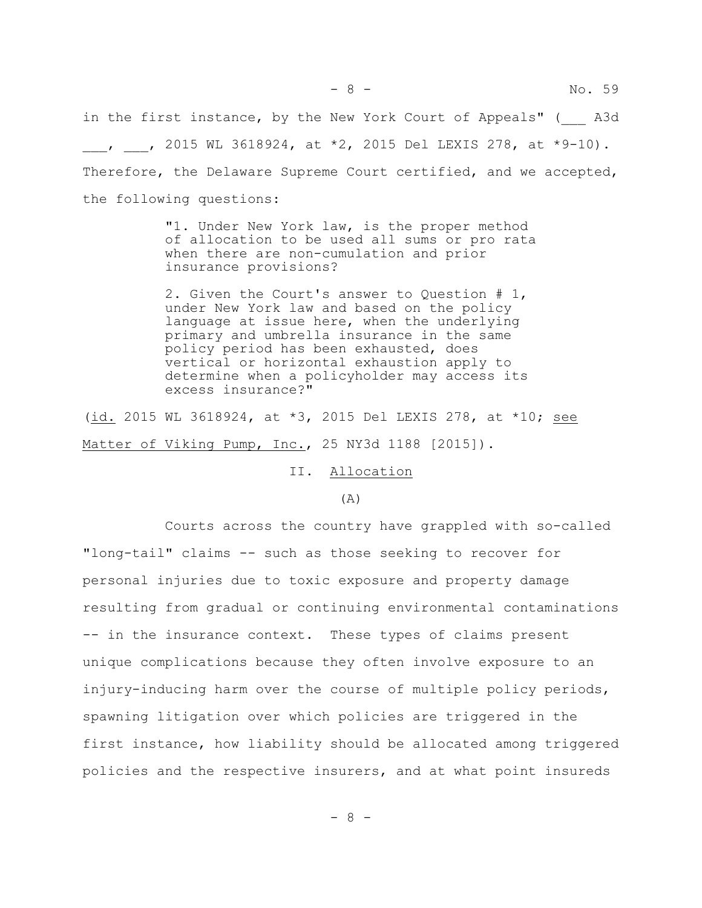in the first instance, by the New York Court of Appeals" (___ A3d ___, ___, 2015 WL 3618924, at *2, 2015 Del LEXIS 278, at *9-10). Therefore, the Delaware Supreme Court certified, and we accepted, the following questions:

> "1. Under New York law, is the proper method of allocation to be used all sums or pro rata when there are non-cumulation and prior insurance provisions?
>
> 2. Given the Court's answer to Question # 1, under New York law and based on the policy language at issue here, when the underlying primary and umbrella insurance in the same policy period has been exhausted, does vertical or horizontal exhaustion apply to determine when a policyholder may access its excess insurance?"

(id. 2015 WL 3618924, at *3, 2015 Del LEXIS 278, at *10; see Matter of Viking Pump, Inc., 25 NY3d 1188 [2015]).

## II. Allocation

### (A)

Courts across the country have grappled with so-called "long-tail" claims -- such as those seeking to recover for personal injuries due to toxic exposure and property damage resulting from gradual or continuing environmental contaminations -- in the insurance context. These types of claims present unique complications because they often involve exposure to an injury-inducing harm over the course of multiple policy periods, spawning litigation over which policies are triggered in the first instance, how liability should be allocated among triggered policies and the respective insurers, and at what point insureds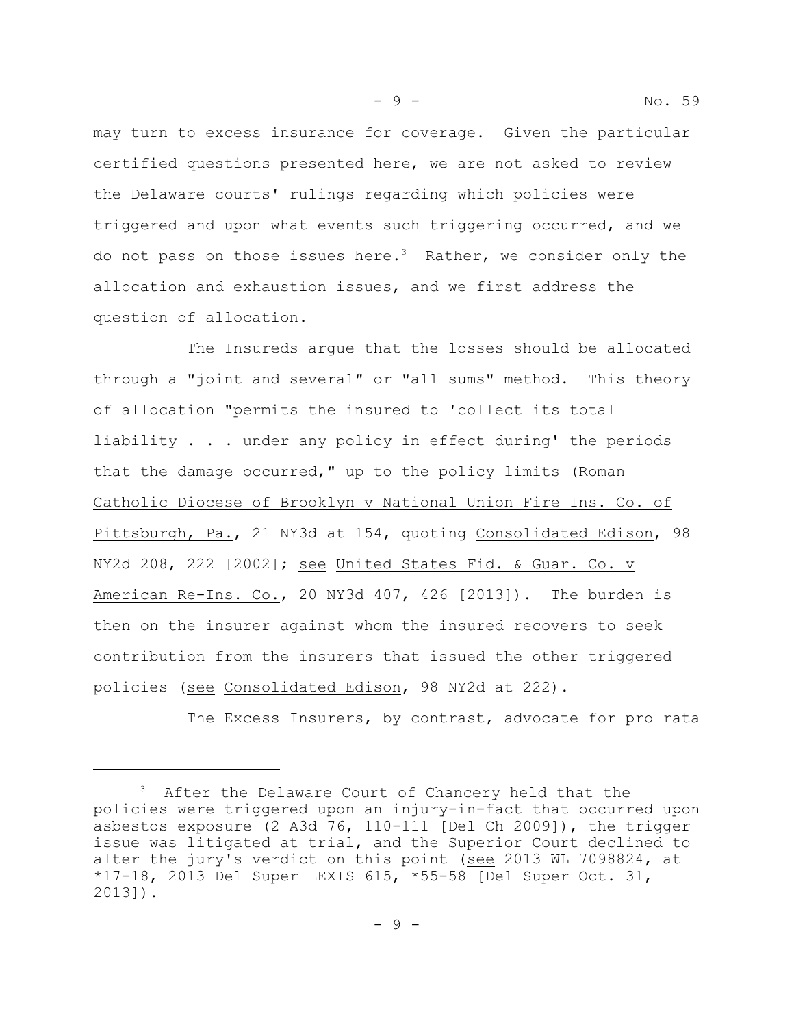may turn to excess insurance for coverage. Given the particular certified questions presented here, we are not asked to review the Delaware courts' rulings regarding which policies were triggered and upon what events such triggering occurred, and we do not pass on those issues here.[3] Rather, we consider only the allocation and exhaustion issues, and we first address the question of allocation.

The Insureds argue that the losses should be allocated through a "joint and several" or "all sums" method. This theory of allocation "permits the insured to 'collect its total liability . . . under any policy in effect during' the periods that the damage occurred," up to the policy limits (Roman Catholic Diocese of Brooklyn v National Union Fire Ins. Co. of Pittsburgh, Pa., 21 NY3d at 154, quoting Consolidated Edison, 98 NY2d 208, 222 [2002]; see United States Fid. & Guar. Co. v American Re-Ins. Co., 20 NY3d 407, 426 [2013]). The burden is then on the insurer against whom the insured recovers to seek contribution from the insurers that issued the other triggered policies (see Consolidated Edison, 98 NY2d at 222).

The Excess Insurers, by contrast, advocate for pro rata

---

[3] After the Delaware Court of Chancery held that the policies were triggered upon an injury-in-fact that occurred upon asbestos exposure (2 A3d 76, 110-111 [Del Ch 2009]), the trigger issue was litigated at trial, and the Superior Court declined to alter the jury's verdict on this point (see 2013 WL 7098824, at *17-18, 2013 Del Super LEXIS 615, *55-58 [Del Super Oct. 31, 2013]).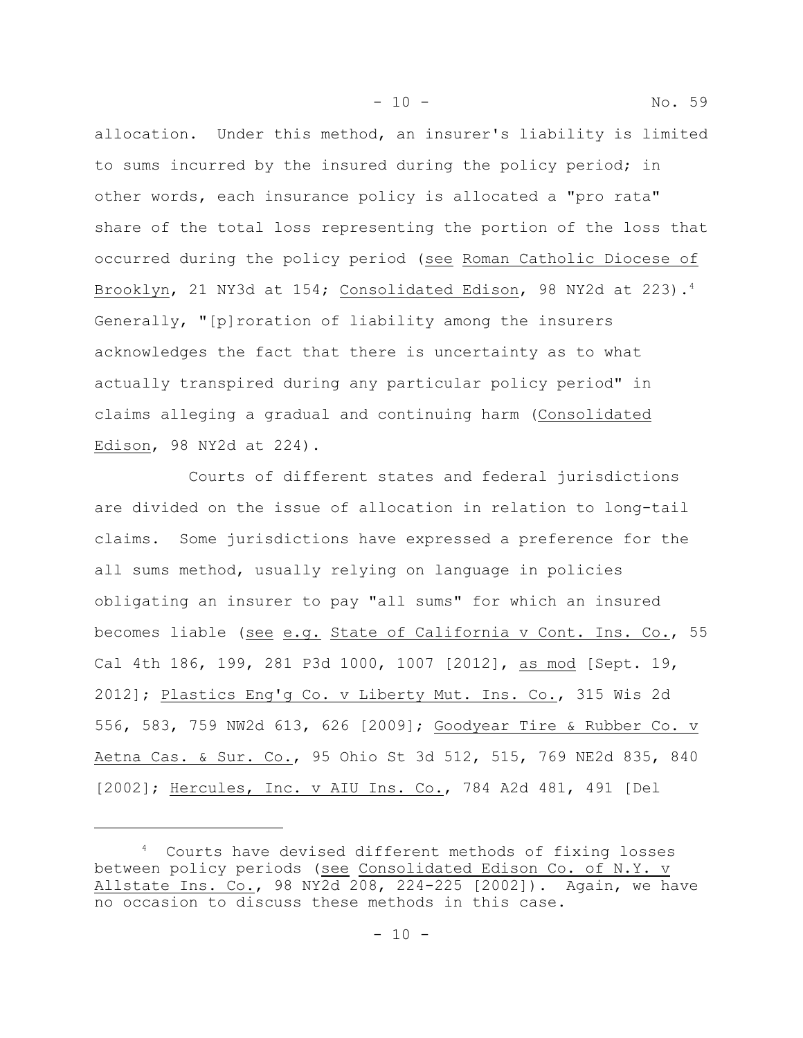allocation. Under this method, an insurer's liability is limited to sums incurred by the insured during the policy period; in other words, each insurance policy is allocated a "pro rata" share of the total loss representing the portion of the loss that occurred during the policy period (see Roman Catholic Diocese of Brooklyn, 21 NY3d at 154; Consolidated Edison, 98 NY2d at 223).[4] Generally, "[p]roration of liability among the insurers acknowledges the fact that there is uncertainty as to what actually transpired during any particular policy period" in claims alleging a gradual and continuing harm (Consolidated Edison, 98 NY2d at 224).

Courts of different states and federal jurisdictions are divided on the issue of allocation in relation to long-tail claims. Some jurisdictions have expressed a preference for the all sums method, usually relying on language in policies obligating an insurer to pay "all sums" for which an insured becomes liable (see e.g. State of California v Cont. Ins. Co., 55 Cal 4th 186, 199, 281 P3d 1000, 1007 [2012], as mod [Sept. 19, 2012]; Plastics Eng'g Co. v Liberty Mut. Ins. Co., 315 Wis 2d 556, 583, 759 NW2d 613, 626 [2009]; Goodyear Tire & Rubber Co. v Aetna Cas. & Sur. Co., 95 Ohio St 3d 512, 515, 769 NE2d 835, 840 [2002]; Hercules, Inc. v AIU Ins. Co., 784 A2d 481, 491 [Del

---

[4] Courts have devised different methods of fixing losses between policy periods (see Consolidated Edison Co. of N.Y. v Allstate Ins. Co., 98 NY2d 208, 224-225 [2002]). Again, we have no occasion to discuss these methods in this case.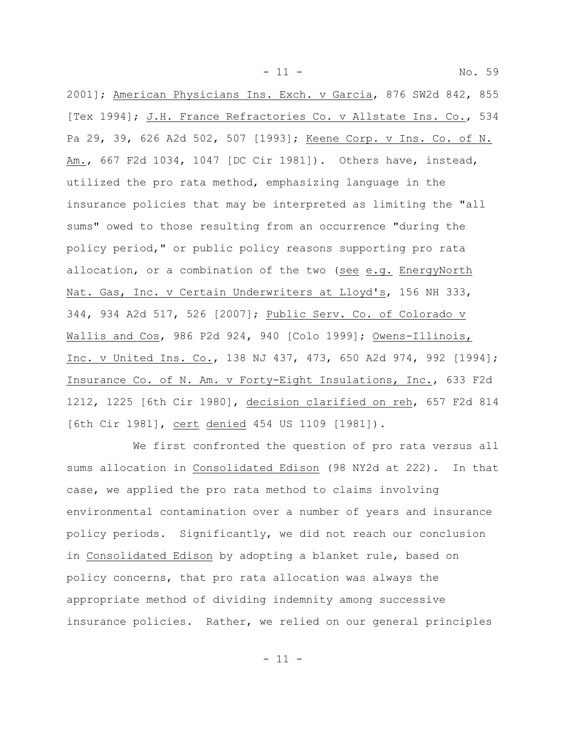2001]; <u>American Physicians Ins. Exch. v Garcia</u>, 876 SW2d 842, 855 [Tex 1994]; <u>J.H. France Refractories Co. v Allstate Ins. Co.</u>, 534 Pa 29, 39, 626 A2d 502, 507 [1993]; <u>Keene Corp. v Ins. Co. of N. Am.</u>, 667 F2d 1034, 1047 [DC Cir 1981]). Others have, instead, utilized the pro rata method, emphasizing language in the insurance policies that may be interpreted as limiting the "all sums" owed to those resulting from an occurrence "during the policy period," or public policy reasons supporting pro rata allocation, or a combination of the two (<u>see</u> <u>e.g.</u> <u>EnergyNorth Nat. Gas, Inc. v Certain Underwriters at Lloyd's</u>, 156 NH 333, 344, 934 A2d 517, 526 [2007]; <u>Public Serv. Co. of Colorado v Wallis and Cos</u>, 986 P2d 924, 940 [Colo 1999]; <u>Owens-Illinois, Inc. v United Ins. Co.</u>, 138 NJ 437, 473, 650 A2d 974, 992 [1994]; <u>Insurance Co. of N. Am. v Forty-Eight Insulations, Inc.</u>, 633 F2d 1212, 1225 [6th Cir 1980], <u>decision clarified on reh</u>, 657 F2d 814 [6th Cir 1981], <u>cert</u> <u>denied</u> 454 US 1109 [1981]).

We first confronted the question of pro rata versus all sums allocation in <u>Consolidated Edison</u> (98 NY2d at 222). In that case, we applied the pro rata method to claims involving environmental contamination over a number of years and insurance policy periods. Significantly, we did not reach our conclusion in <u>Consolidated Edison</u> by adopting a blanket rule, based on policy concerns, that pro rata allocation was always the appropriate method of dividing indemnity among successive insurance policies. Rather, we relied on our general principles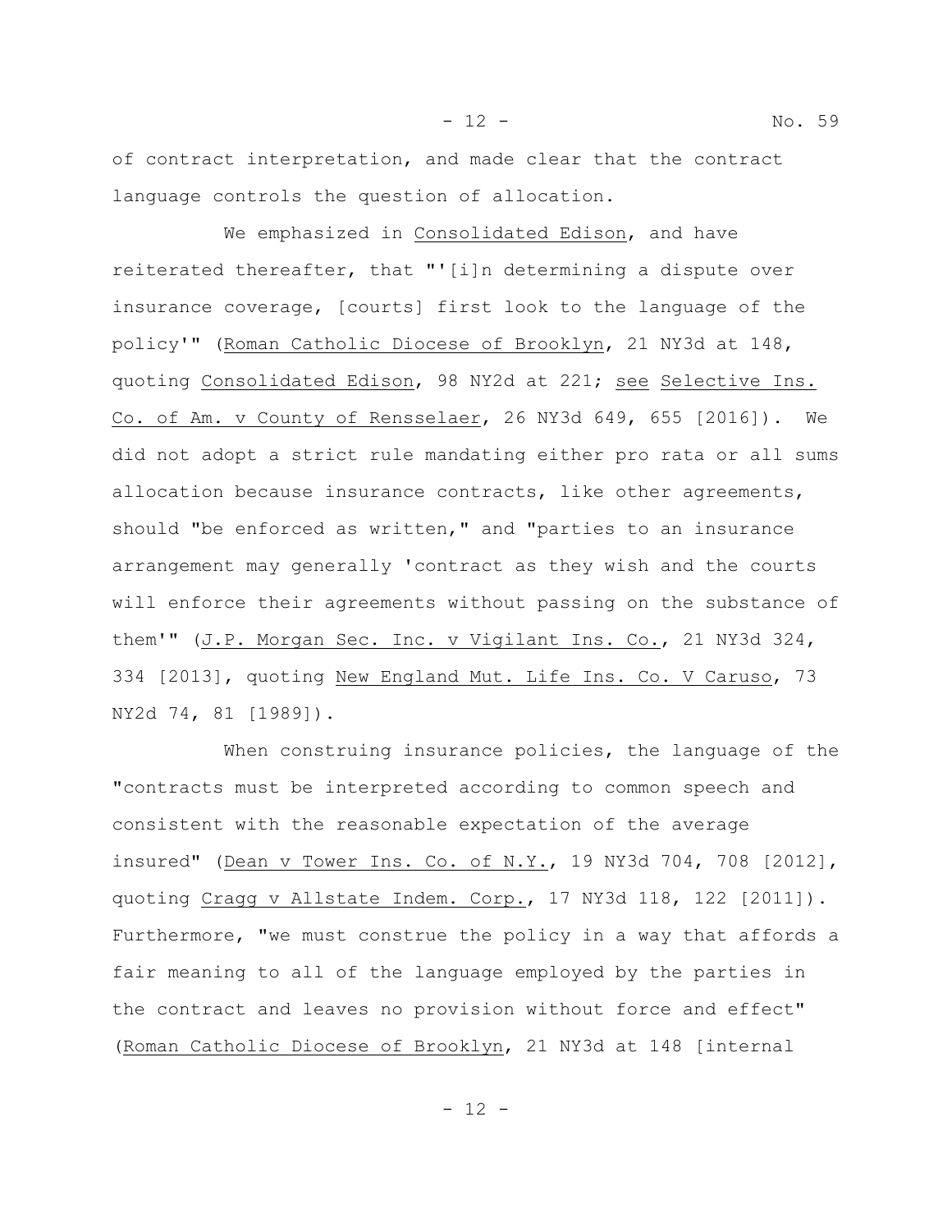of contract interpretation, and made clear that the contract language controls the question of allocation.

We emphasized in Consolidated Edison, and have reiterated thereafter, that "'[i]n determining a dispute over insurance coverage, [courts] first look to the language of the policy'" (Roman Catholic Diocese of Brooklyn, 21 NY3d at 148, quoting Consolidated Edison, 98 NY2d at 221; see Selective Ins. Co. of Am. v County of Rensselaer, 26 NY3d 649, 655 [2016]). We did not adopt a strict rule mandating either pro rata or all sums allocation because insurance contracts, like other agreements, should "be enforced as written," and "parties to an insurance arrangement may generally 'contract as they wish and the courts will enforce their agreements without passing on the substance of them'" (J.P. Morgan Sec. Inc. v Vigilant Ins. Co., 21 NY3d 324, 334 [2013], quoting New England Mut. Life Ins. Co. V Caruso, 73 NY2d 74, 81 [1989]).

When construing insurance policies, the language of the "contracts must be interpreted according to common speech and consistent with the reasonable expectation of the average insured" (Dean v Tower Ins. Co. of N.Y., 19 NY3d 704, 708 [2012], quoting Cragg v Allstate Indem. Corp., 17 NY3d 118, 122 [2011]). Furthermore, "we must construe the policy in a way that affords a fair meaning to all of the language employed by the parties in the contract and leaves no provision without force and effect" (Roman Catholic Diocese of Brooklyn, 21 NY3d at 148 [internal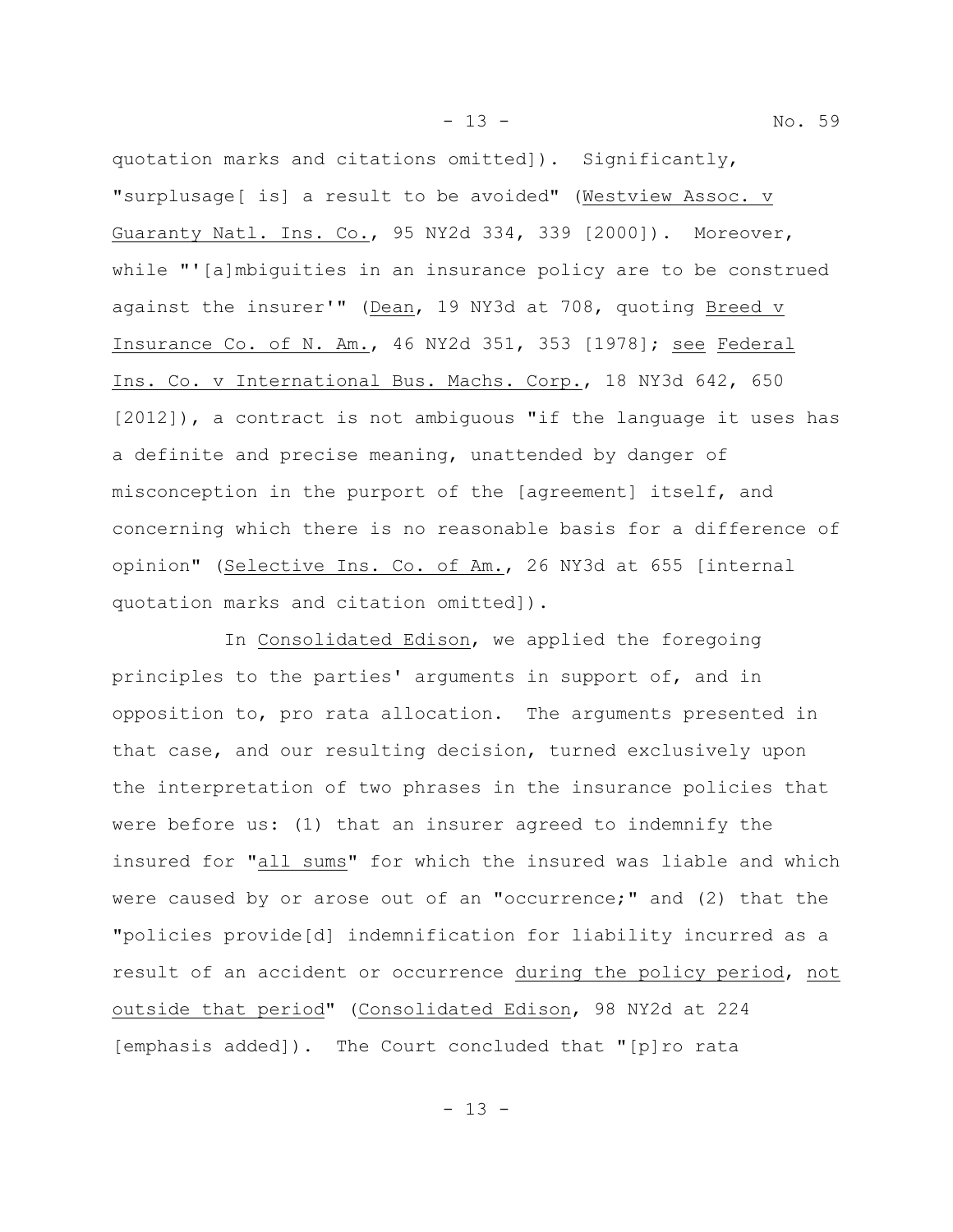quotation marks and citations omitted]). Significantly, "surplusage[ is] a result to be avoided" (Westview Assoc. v Guaranty Natl. Ins. Co., 95 NY2d 334, 339 [2000]). Moreover, while "'[a]mbiguities in an insurance policy are to be construed against the insurer'" (Dean, 19 NY3d at 708, quoting Breed v Insurance Co. of N. Am., 46 NY2d 351, 353 [1978]; see Federal Ins. Co. v International Bus. Machs. Corp., 18 NY3d 642, 650 [2012]), a contract is not ambiguous "if the language it uses has a definite and precise meaning, unattended by danger of misconception in the purport of the [agreement] itself, and concerning which there is no reasonable basis for a difference of opinion" (Selective Ins. Co. of Am., 26 NY3d at 655 [internal quotation marks and citation omitted]).

In Consolidated Edison, we applied the foregoing principles to the parties' arguments in support of, and in opposition to, pro rata allocation. The arguments presented in that case, and our resulting decision, turned exclusively upon the interpretation of two phrases in the insurance policies that were before us: (1) that an insurer agreed to indemnify the insured for "all sums" for which the insured was liable and which were caused by or arose out of an "occurrence;" and (2) that the "policies provide[d] indemnification for liability incurred as a result of an accident or occurrence during the policy period, not outside that period" (Consolidated Edison, 98 NY2d at 224 [emphasis added]). The Court concluded that "[p]ro rata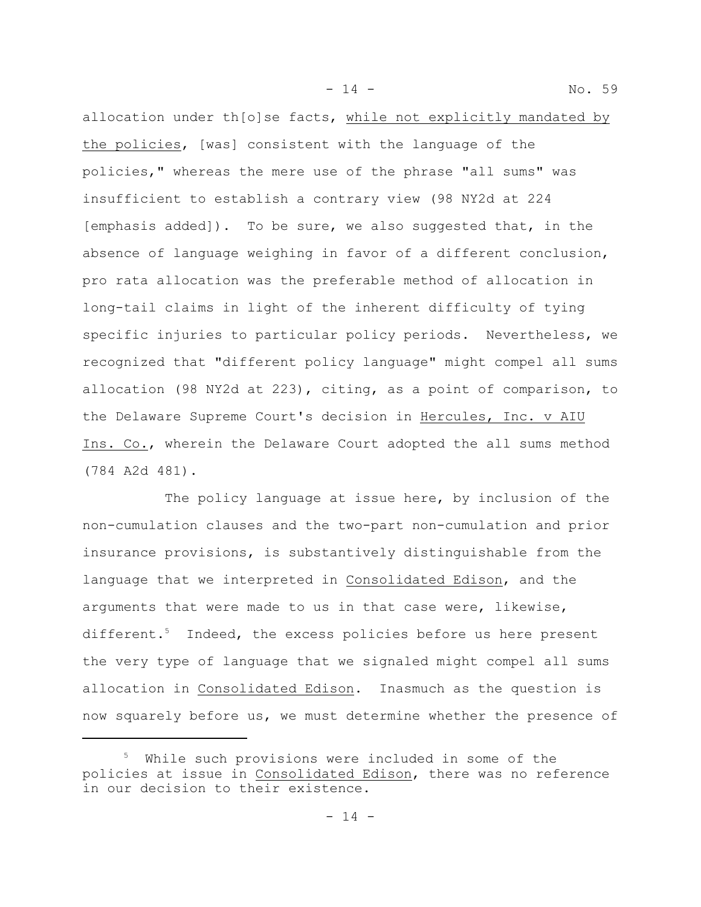allocation under th[o]se facts, <u>while not explicitly mandated by the policies</u>, [was] consistent with the language of the policies," whereas the mere use of the phrase "all sums" was insufficient to establish a contrary view (98 NY2d at 224 [emphasis added]). To be sure, we also suggested that, in the absence of language weighing in favor of a different conclusion, pro rata allocation was the preferable method of allocation in long-tail claims in light of the inherent difficulty of tying specific injuries to particular policy periods. Nevertheless, we recognized that "different policy language" might compel all sums allocation (98 NY2d at 223), citing, as a point of comparison, to the Delaware Supreme Court's decision in <u>Hercules, Inc. v AIU Ins. Co.</u>, wherein the Delaware Court adopted the all sums method (784 A2d 481).

The policy language at issue here, by inclusion of the non-cumulation clauses and the two-part non-cumulation and prior insurance provisions, is substantively distinguishable from the language that we interpreted in <u>Consolidated Edison</u>, and the arguments that were made to us in that case were, likewise, different.[5] Indeed, the excess policies before us here present the very type of language that we signaled might compel all sums allocation in <u>Consolidated Edison</u>. Inasmuch as the question is now squarely before us, we must determine whether the presence of

---

[5] While such provisions were included in some of the policies at issue in <u>Consolidated Edison</u>, there was no reference in our decision to their existence.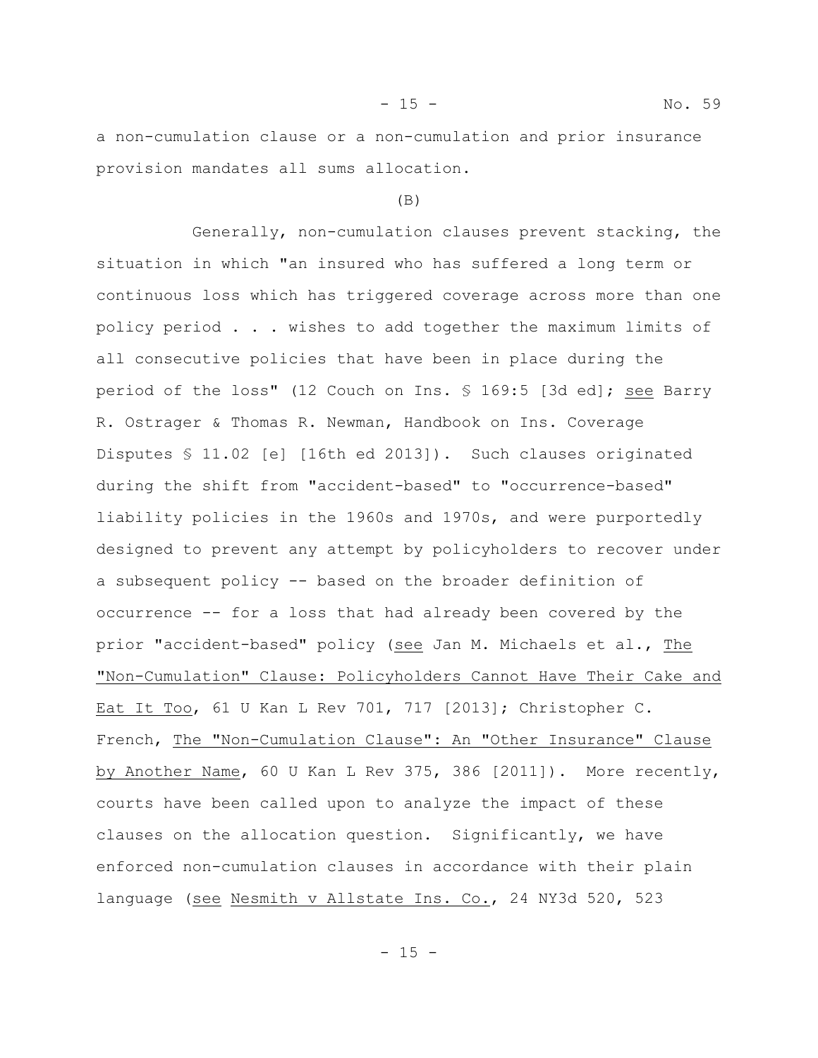a non-cumulation clause or a non-cumulation and prior insurance provision mandates all sums allocation.

(B)

Generally, non-cumulation clauses prevent stacking, the situation in which "an insured who has suffered a long term or continuous loss which has triggered coverage across more than one policy period . . . wishes to add together the maximum limits of all consecutive policies that have been in place during the period of the loss" (12 Couch on Ins. § 169:5 [3d ed]; see Barry R. Ostrager & Thomas R. Newman, Handbook on Ins. Coverage Disputes § 11.02 [e] [16th ed 2013]). Such clauses originated during the shift from "accident-based" to "occurrence-based" liability policies in the 1960s and 1970s, and were purportedly designed to prevent any attempt by policyholders to recover under a subsequent policy -- based on the broader definition of occurrence -- for a loss that had already been covered by the prior "accident-based" policy (see Jan M. Michaels et al., The "Non-Cumulation" Clause: Policyholders Cannot Have Their Cake and Eat It Too, 61 U Kan L Rev 701, 717 [2013]; Christopher C. French, The "Non-Cumulation Clause": An "Other Insurance" Clause by Another Name, 60 U Kan L Rev 375, 386 [2011]). More recently, courts have been called upon to analyze the impact of these clauses on the allocation question. Significantly, we have enforced non-cumulation clauses in accordance with their plain language (see Nesmith v Allstate Ins. Co., 24 NY3d 520, 523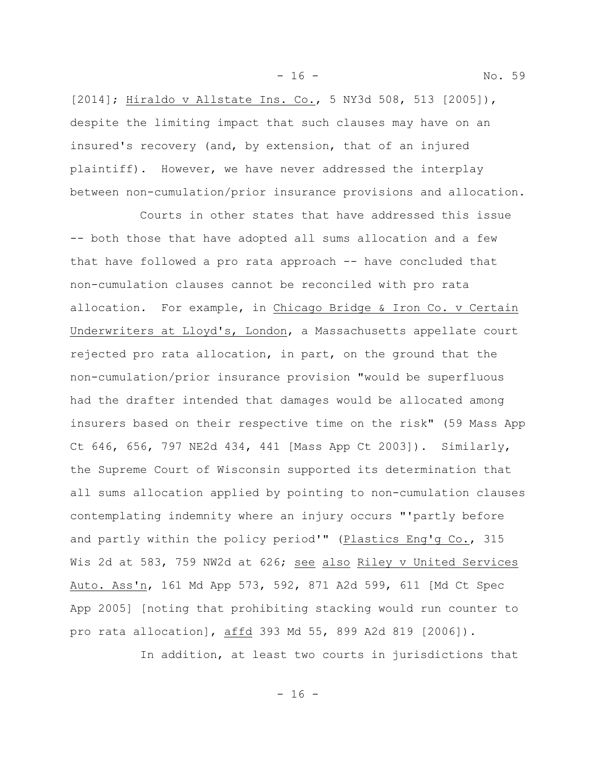[2014]; Hiraldo v Allstate Ins. Co., 5 NY3d 508, 513 [2005]), despite the limiting impact that such clauses may have on an insured's recovery (and, by extension, that of an injured plaintiff). However, we have never addressed the interplay between non-cumulation/prior insurance provisions and allocation.

Courts in other states that have addressed this issue -- both those that have adopted all sums allocation and a few that have followed a pro rata approach -- have concluded that non-cumulation clauses cannot be reconciled with pro rata allocation. For example, in Chicago Bridge & Iron Co. v Certain Underwriters at Lloyd's, London, a Massachusetts appellate court rejected pro rata allocation, in part, on the ground that the non-cumulation/prior insurance provision "would be superfluous had the drafter intended that damages would be allocated among insurers based on their respective time on the risk" (59 Mass App Ct 646, 656, 797 NE2d 434, 441 [Mass App Ct 2003]). Similarly, the Supreme Court of Wisconsin supported its determination that all sums allocation applied by pointing to non-cumulation clauses contemplating indemnity where an injury occurs "'partly before and partly within the policy period'" (Plastics Eng'g Co., 315 Wis 2d at 583, 759 NW2d at 626; see also Riley v United Services Auto. Ass'n, 161 Md App 573, 592, 871 A2d 599, 611 [Md Ct Spec App 2005] [noting that prohibiting stacking would run counter to pro rata allocation], affd 393 Md 55, 899 A2d 819 [2006]).

In addition, at least two courts in jurisdictions that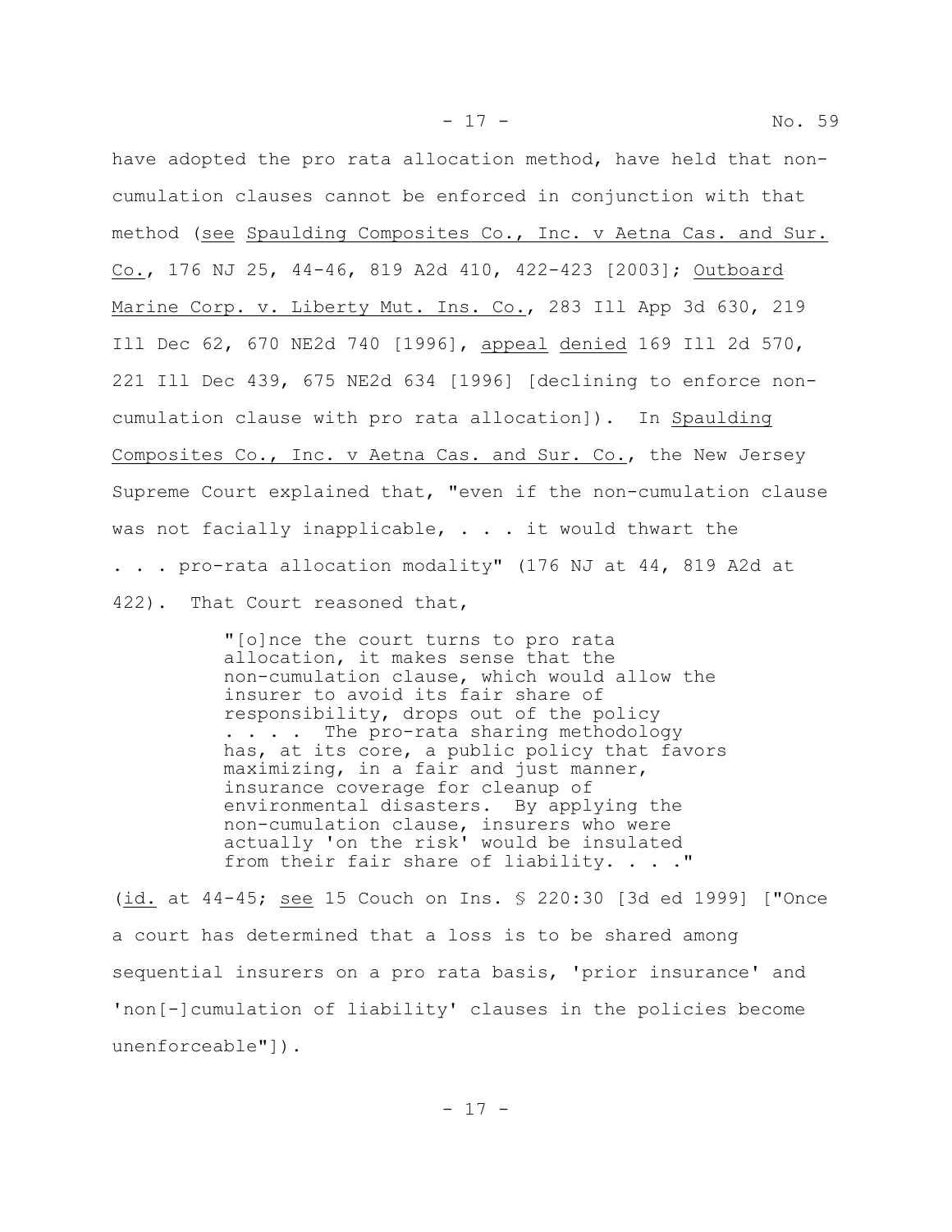have adopted the pro rata allocation method, have held that non-cumulation clauses cannot be enforced in conjunction with that method (see Spaulding Composites Co., Inc. v Aetna Cas. and Sur. Co., 176 NJ 25, 44-46, 819 A2d 410, 422-423 [2003]; Outboard Marine Corp. v. Liberty Mut. Ins. Co., 283 Ill App 3d 630, 219 Ill Dec 62, 670 NE2d 740 [1996], appeal denied 169 Ill 2d 570, 221 Ill Dec 439, 675 NE2d 634 [1996] [declining to enforce non-cumulation clause with pro rata allocation]). In Spaulding Composites Co., Inc. v Aetna Cas. and Sur. Co., the New Jersey Supreme Court explained that, "even if the non-cumulation clause was not facially inapplicable, . . . it would thwart the . . . pro-rata allocation modality" (176 NJ at 44, 819 A2d at 422). That Court reasoned that,

> "[o]nce the court turns to pro rata allocation, it makes sense that the non-cumulation clause, which would allow the insurer to avoid its fair share of responsibility, drops out of the policy . . . . The pro-rata sharing methodology has, at its core, a public policy that favors maximizing, in a fair and just manner, insurance coverage for cleanup of environmental disasters. By applying the non-cumulation clause, insurers who were actually 'on the risk' would be insulated from their fair share of liability. . . ."

(id. at 44-45; see 15 Couch on Ins. § 220:30 [3d ed 1999] ["Once a court has determined that a loss is to be shared among sequential insurers on a pro rata basis, 'prior insurance' and 'non[-]cumulation of liability' clauses in the policies become unenforceable"]).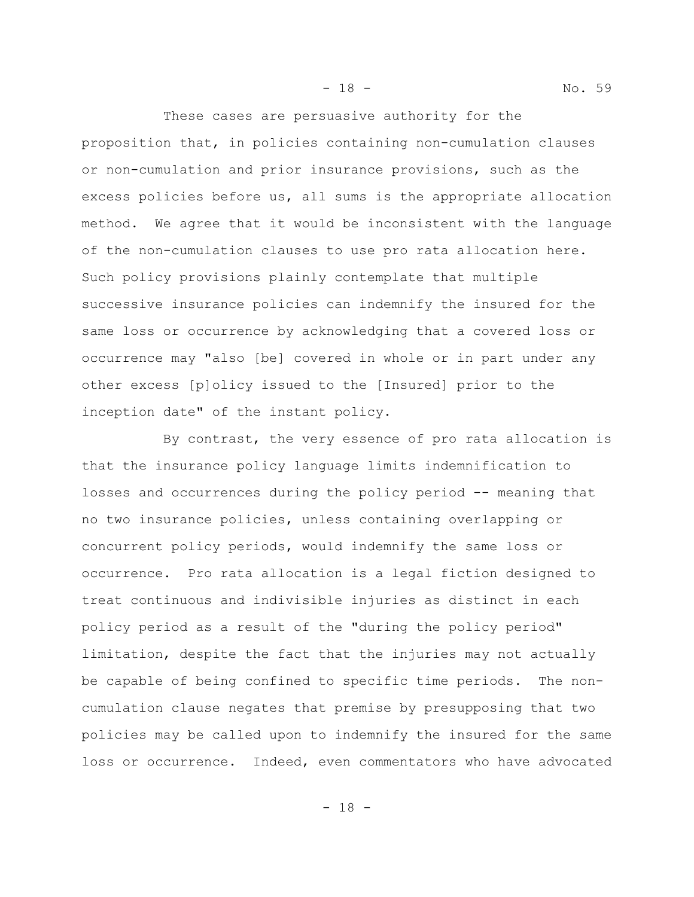These cases are persuasive authority for the proposition that, in policies containing non-cumulation clauses or non-cumulation and prior insurance provisions, such as the excess policies before us, all sums is the appropriate allocation method. We agree that it would be inconsistent with the language of the non-cumulation clauses to use pro rata allocation here. Such policy provisions plainly contemplate that multiple successive insurance policies can indemnify the insured for the same loss or occurrence by acknowledging that a covered loss or occurrence may "also [be] covered in whole or in part under any other excess [p]olicy issued to the [Insured] prior to the inception date" of the instant policy.

By contrast, the very essence of pro rata allocation is that the insurance policy language limits indemnification to losses and occurrences during the policy period -- meaning that no two insurance policies, unless containing overlapping or concurrent policy periods, would indemnify the same loss or occurrence. Pro rata allocation is a legal fiction designed to treat continuous and indivisible injuries as distinct in each policy period as a result of the "during the policy period" limitation, despite the fact that the injuries may not actually be capable of being confined to specific time periods. The non-cumulation clause negates that premise by presupposing that two policies may be called upon to indemnify the insured for the same loss or occurrence. Indeed, even commentators who have advocated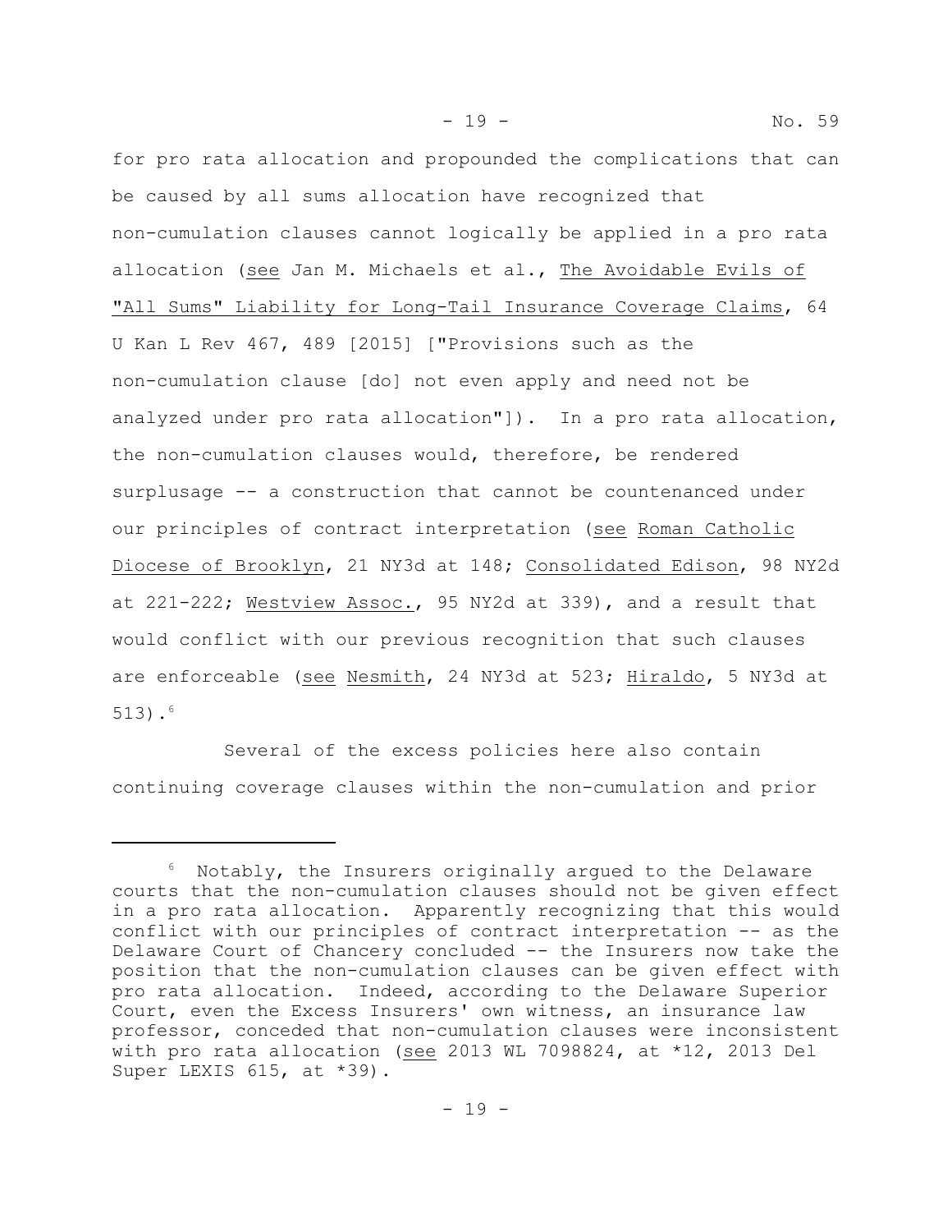for pro rata allocation and propounded the complications that can be caused by all sums allocation have recognized that non-cumulation clauses cannot logically be applied in a pro rata allocation (see Jan M. Michaels et al., The Avoidable Evils of "All Sums" Liability for Long-Tail Insurance Coverage Claims, 64 U Kan L Rev 467, 489 [2015] ["Provisions such as the non-cumulation clause [do] not even apply and need not be analyzed under pro rata allocation"]). In a pro rata allocation, the non-cumulation clauses would, therefore, be rendered surplusage -- a construction that cannot be countenanced under our principles of contract interpretation (see Roman Catholic Diocese of Brooklyn, 21 NY3d at 148; Consolidated Edison, 98 NY2d at 221-222; Westview Assoc., 95 NY2d at 339), and a result that would conflict with our previous recognition that such clauses are enforceable (see Nesmith, 24 NY3d at 523; Hiraldo, 5 NY3d at 513).[6]

Several of the excess policies here also contain continuing coverage clauses within the non-cumulation and prior

---

[6] Notably, the Insurers originally argued to the Delaware courts that the non-cumulation clauses should not be given effect in a pro rata allocation. Apparently recognizing that this would conflict with our principles of contract interpretation -- as the Delaware Court of Chancery concluded -- the Insurers now take the position that the non-cumulation clauses can be given effect with pro rata allocation. Indeed, according to the Delaware Superior Court, even the Excess Insurers' own witness, an insurance law professor, conceded that non-cumulation clauses were inconsistent with pro rata allocation (see 2013 WL 7098824, at *12, 2013 Del Super LEXIS 615, at *39).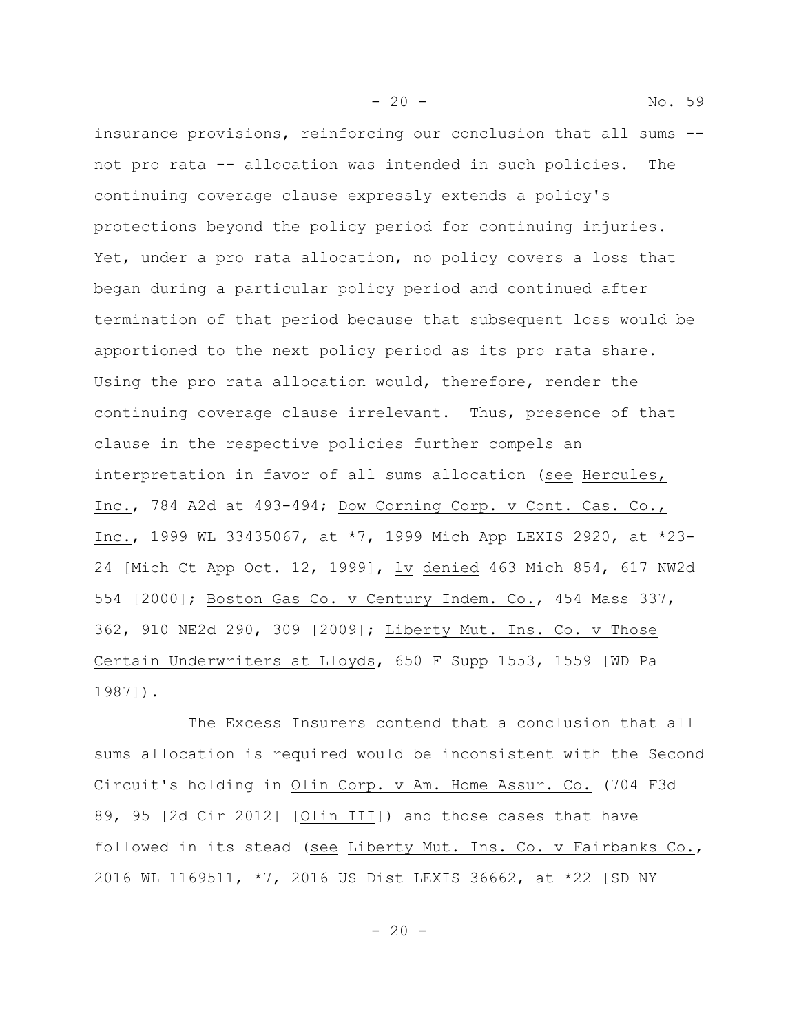insurance provisions, reinforcing our conclusion that all sums -- not pro rata -- allocation was intended in such policies. The continuing coverage clause expressly extends a policy's protections beyond the policy period for continuing injuries. Yet, under a pro rata allocation, no policy covers a loss that began during a particular policy period and continued after termination of that period because that subsequent loss would be apportioned to the next policy period as its pro rata share. Using the pro rata allocation would, therefore, render the continuing coverage clause irrelevant. Thus, presence of that clause in the respective policies further compels an interpretation in favor of all sums allocation (see Hercules, Inc., 784 A2d at 493-494; Dow Corning Corp. v Cont. Cas. Co., Inc., 1999 WL 33435067, at *7, 1999 Mich App LEXIS 2920, at *23-24 [Mich Ct App Oct. 12, 1999], lv denied 463 Mich 854, 617 NW2d 554 [2000]; Boston Gas Co. v Century Indem. Co., 454 Mass 337, 362, 910 NE2d 290, 309 [2009]; Liberty Mut. Ins. Co. v Those Certain Underwriters at Lloyds, 650 F Supp 1553, 1559 [WD Pa 1987]).

The Excess Insurers contend that a conclusion that all sums allocation is required would be inconsistent with the Second Circuit's holding in Olin Corp. v Am. Home Assur. Co. (704 F3d 89, 95 [2d Cir 2012] [Olin III]) and those cases that have followed in its stead (see Liberty Mut. Ins. Co. v Fairbanks Co., 2016 WL 1169511, *7, 2016 US Dist LEXIS 36662, at *22 [SD NY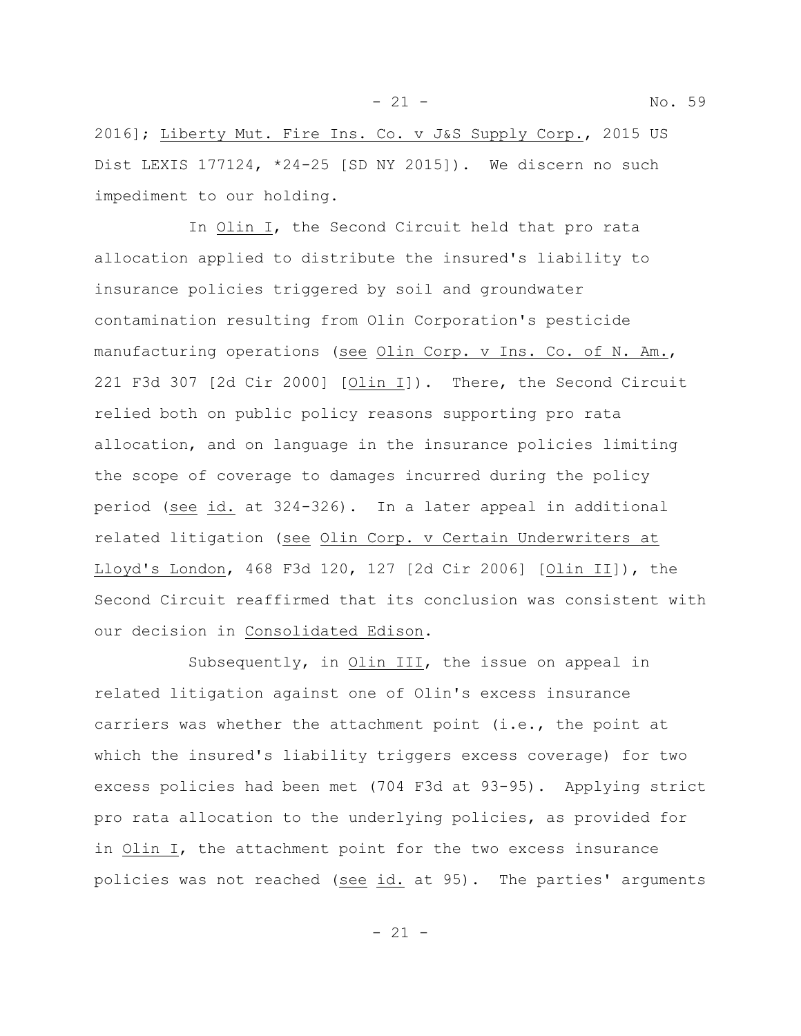2016]; Liberty Mut. Fire Ins. Co. v J&S Supply Corp., 2015 US Dist LEXIS 177124, *24-25 [SD NY 2015]). We discern no such impediment to our holding.

In Olin I, the Second Circuit held that pro rata allocation applied to distribute the insured's liability to insurance policies triggered by soil and groundwater contamination resulting from Olin Corporation's pesticide manufacturing operations (see Olin Corp. v Ins. Co. of N. Am., 221 F3d 307 [2d Cir 2000] [Olin I]). There, the Second Circuit relied both on public policy reasons supporting pro rata allocation, and on language in the insurance policies limiting the scope of coverage to damages incurred during the policy period (see id. at 324-326). In a later appeal in additional related litigation (see Olin Corp. v Certain Underwriters at Lloyd's London, 468 F3d 120, 127 [2d Cir 2006] [Olin II]), the Second Circuit reaffirmed that its conclusion was consistent with our decision in Consolidated Edison.

Subsequently, in Olin III, the issue on appeal in related litigation against one of Olin's excess insurance carriers was whether the attachment point (i.e., the point at which the insured's liability triggers excess coverage) for two excess policies had been met (704 F3d at 93-95). Applying strict pro rata allocation to the underlying policies, as provided for in Olin I, the attachment point for the two excess insurance policies was not reached (see id. at 95). The parties' arguments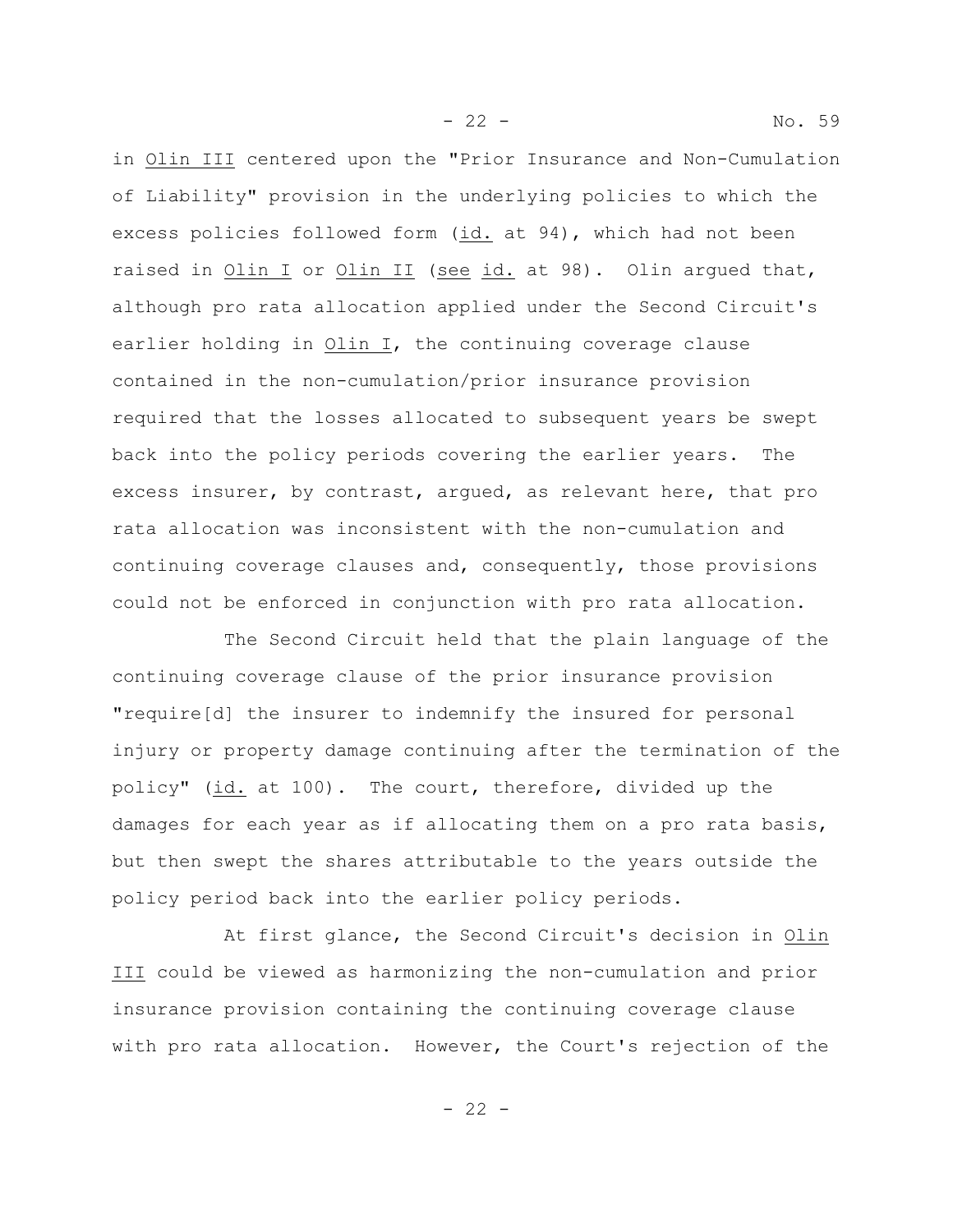in Olin III centered upon the "Prior Insurance and Non-Cumulation of Liability" provision in the underlying policies to which the excess policies followed form (id. at 94), which had not been raised in Olin I or Olin II (see id. at 98). Olin argued that, although pro rata allocation applied under the Second Circuit's earlier holding in Olin I, the continuing coverage clause contained in the non-cumulation/prior insurance provision required that the losses allocated to subsequent years be swept back into the policy periods covering the earlier years. The excess insurer, by contrast, argued, as relevant here, that pro rata allocation was inconsistent with the non-cumulation and continuing coverage clauses and, consequently, those provisions could not be enforced in conjunction with pro rata allocation.

The Second Circuit held that the plain language of the continuing coverage clause of the prior insurance provision "require[d] the insurer to indemnify the insured for personal injury or property damage continuing after the termination of the policy" (id. at 100). The court, therefore, divided up the damages for each year as if allocating them on a pro rata basis, but then swept the shares attributable to the years outside the policy period back into the earlier policy periods.

At first glance, the Second Circuit's decision in Olin III could be viewed as harmonizing the non-cumulation and prior insurance provision containing the continuing coverage clause with pro rata allocation. However, the Court's rejection of the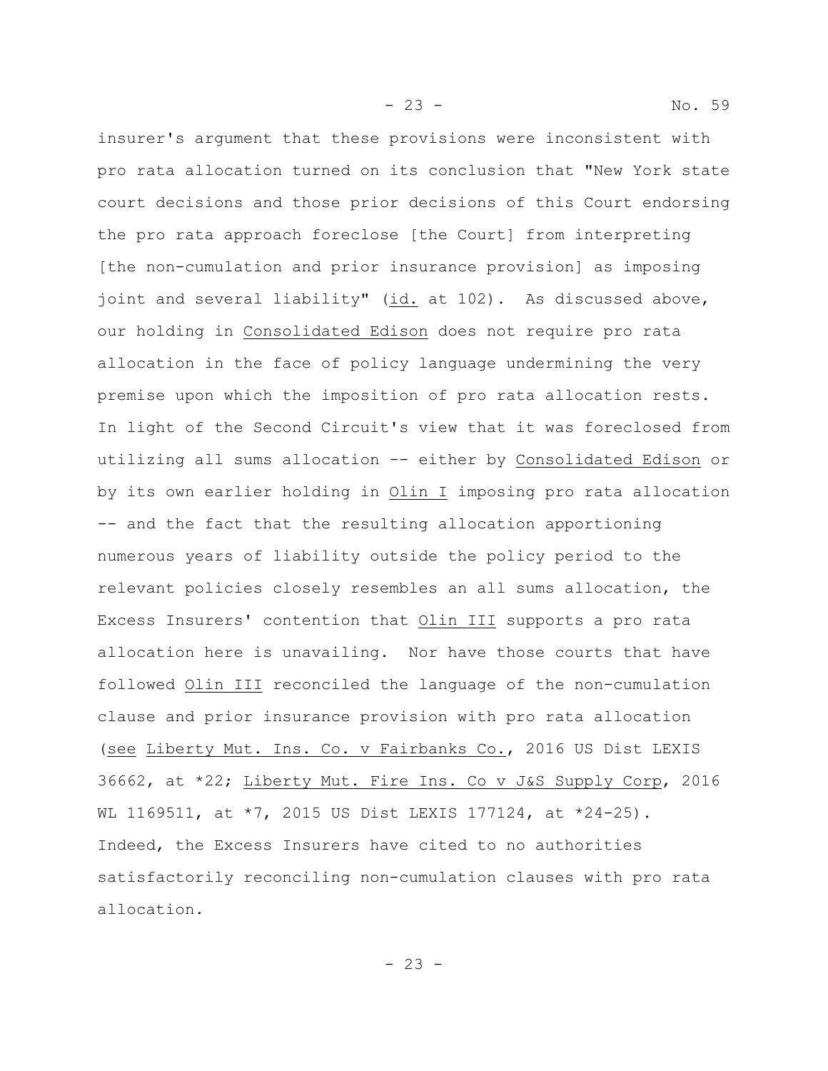insurer's argument that these provisions were inconsistent with pro rata allocation turned on its conclusion that "New York state court decisions and those prior decisions of this Court endorsing the pro rata approach foreclose [the Court] from interpreting [the non-cumulation and prior insurance provision] as imposing joint and several liability" (id. at 102). As discussed above, our holding in Consolidated Edison does not require pro rata allocation in the face of policy language undermining the very premise upon which the imposition of pro rata allocation rests. In light of the Second Circuit's view that it was foreclosed from utilizing all sums allocation -- either by Consolidated Edison or by its own earlier holding in Olin I imposing pro rata allocation -- and the fact that the resulting allocation apportioning numerous years of liability outside the policy period to the relevant policies closely resembles an all sums allocation, the Excess Insurers' contention that Olin III supports a pro rata allocation here is unavailing. Nor have those courts that have followed Olin III reconciled the language of the non-cumulation clause and prior insurance provision with pro rata allocation (see Liberty Mut. Ins. Co. v Fairbanks Co., 2016 US Dist LEXIS 36662, at *22; Liberty Mut. Fire Ins. Co v J&S Supply Corp, 2016 WL 1169511, at *7, 2015 US Dist LEXIS 177124, at *24-25). Indeed, the Excess Insurers have cited to no authorities satisfactorily reconciling non-cumulation clauses with pro rata allocation.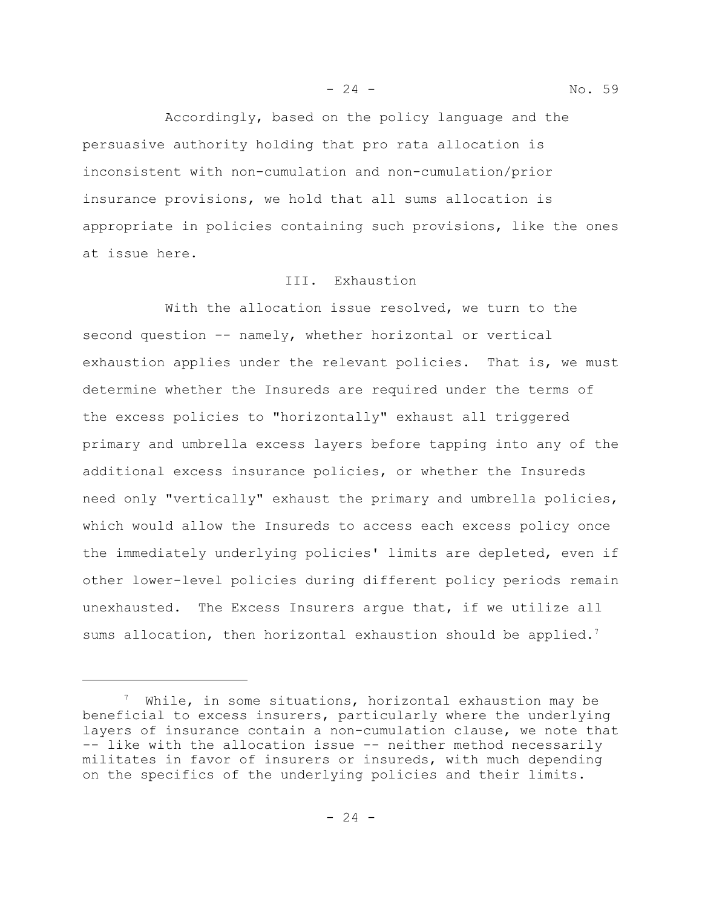Accordingly, based on the policy language and the persuasive authority holding that pro rata allocation is inconsistent with non-cumulation and non-cumulation/prior insurance provisions, we hold that all sums allocation is appropriate in policies containing such provisions, like the ones at issue here.

## III. Exhaustion

With the allocation issue resolved, we turn to the second question -- namely, whether horizontal or vertical exhaustion applies under the relevant policies. That is, we must determine whether the Insureds are required under the terms of the excess policies to "horizontally" exhaust all triggered primary and umbrella excess layers before tapping into any of the additional excess insurance policies, or whether the Insureds need only "vertically" exhaust the primary and umbrella policies, which would allow the Insureds to access each excess policy once the immediately underlying policies' limits are depleted, even if other lower-level policies during different policy periods remain unexhausted. The Excess Insurers argue that, if we utilize all sums allocation, then horizontal exhaustion should be applied.[7]

---

[7] While, in some situations, horizontal exhaustion may be beneficial to excess insurers, particularly where the underlying layers of insurance contain a non-cumulation clause, we note that -- like with the allocation issue -- neither method necessarily militates in favor of insurers or insureds, with much depending on the specifics of the underlying policies and their limits.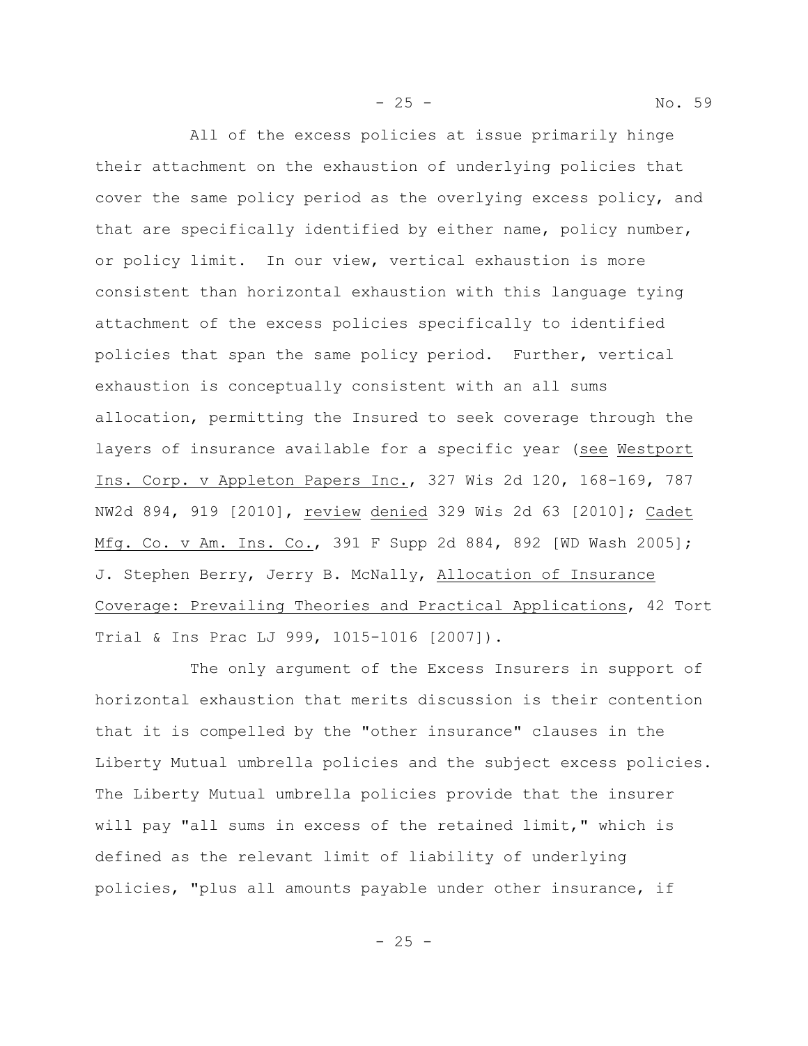All of the excess policies at issue primarily hinge their attachment on the exhaustion of underlying policies that cover the same policy period as the overlying excess policy, and that are specifically identified by either name, policy number, or policy limit. In our view, vertical exhaustion is more consistent than horizontal exhaustion with this language tying attachment of the excess policies specifically to identified policies that span the same policy period. Further, vertical exhaustion is conceptually consistent with an all sums allocation, permitting the Insured to seek coverage through the layers of insurance available for a specific year (see Westport Ins. Corp. v Appleton Papers Inc., 327 Wis 2d 120, 168-169, 787 NW2d 894, 919 [2010], review denied 329 Wis 2d 63 [2010]; Cadet Mfg. Co. v Am. Ins. Co., 391 F Supp 2d 884, 892 [WD Wash 2005]; J. Stephen Berry, Jerry B. McNally, Allocation of Insurance Coverage: Prevailing Theories and Practical Applications, 42 Tort Trial & Ins Prac LJ 999, 1015-1016 [2007]).

The only argument of the Excess Insurers in support of horizontal exhaustion that merits discussion is their contention that it is compelled by the "other insurance" clauses in the Liberty Mutual umbrella policies and the subject excess policies. The Liberty Mutual umbrella policies provide that the insurer will pay "all sums in excess of the retained limit," which is defined as the relevant limit of liability of underlying policies, "plus all amounts payable under other insurance, if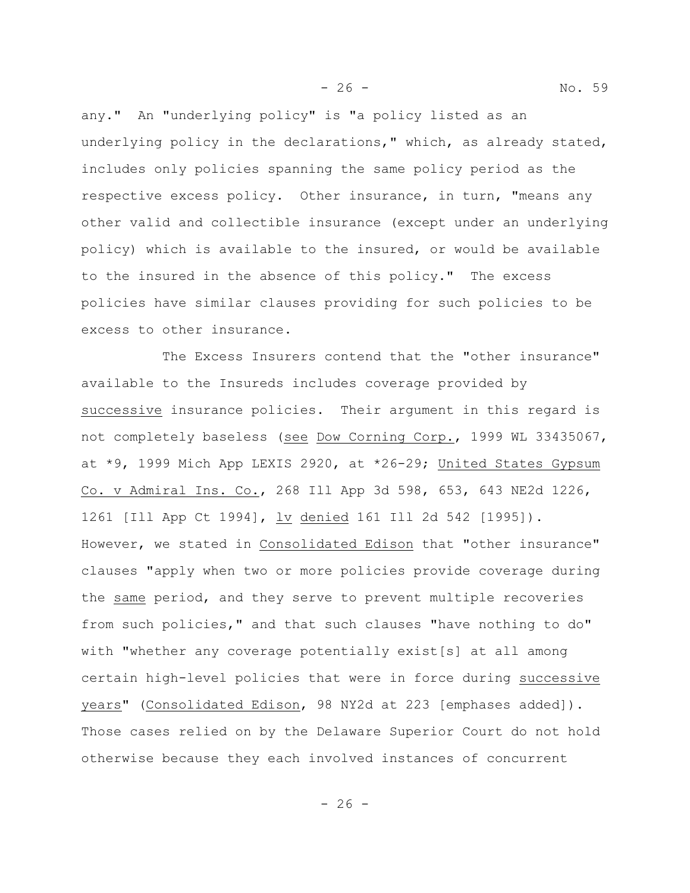any." An "underlying policy" is "a policy listed as an underlying policy in the declarations," which, as already stated, includes only policies spanning the same policy period as the respective excess policy. Other insurance, in turn, "means any other valid and collectible insurance (except under an underlying policy) which is available to the insured, or would be available to the insured in the absence of this policy." The excess policies have similar clauses providing for such policies to be excess to other insurance.

The Excess Insurers contend that the "other insurance" available to the Insureds includes coverage provided by successive insurance policies. Their argument in this regard is not completely baseless (see Dow Corning Corp., 1999 WL 33435067, at *9, 1999 Mich App LEXIS 2920, at *26-29; United States Gypsum Co. v Admiral Ins. Co., 268 Ill App 3d 598, 653, 643 NE2d 1226, 1261 [Ill App Ct 1994], lv denied 161 Ill 2d 542 [1995]). However, we stated in Consolidated Edison that "other insurance" clauses "apply when two or more policies provide coverage during the same period, and they serve to prevent multiple recoveries from such policies," and that such clauses "have nothing to do" with "whether any coverage potentially exist[s] at all among certain high-level policies that were in force during successive years" (Consolidated Edison, 98 NY2d at 223 [emphases added]). Those cases relied on by the Delaware Superior Court do not hold otherwise because they each involved instances of concurrent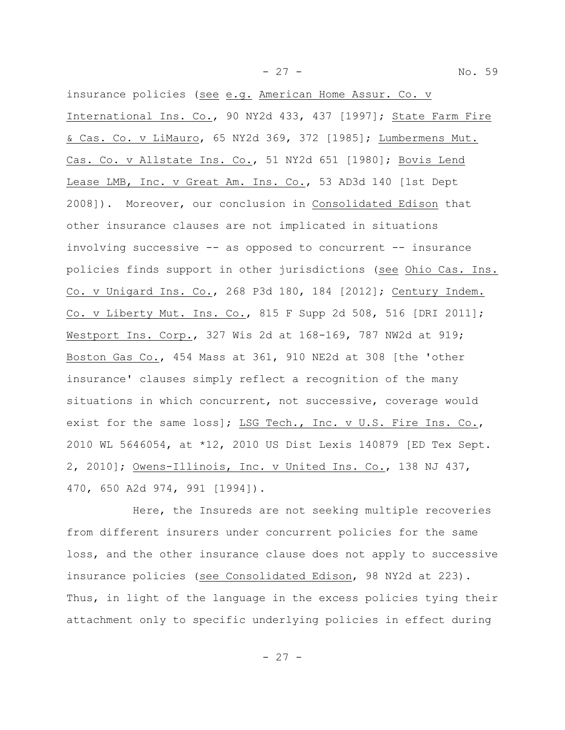insurance policies (see e.g. American Home Assur. Co. v International Ins. Co., 90 NY2d 433, 437 [1997]; State Farm Fire & Cas. Co. v LiMauro, 65 NY2d 369, 372 [1985]; Lumbermens Mut. Cas. Co. v Allstate Ins. Co., 51 NY2d 651 [1980]; Bovis Lend Lease LMB, Inc. v Great Am. Ins. Co., 53 AD3d 140 [1st Dept 2008]). Moreover, our conclusion in Consolidated Edison that other insurance clauses are not implicated in situations involving successive -- as opposed to concurrent -- insurance policies finds support in other jurisdictions (see Ohio Cas. Ins. Co. v Unigard Ins. Co., 268 P3d 180, 184 [2012]; Century Indem. Co. v Liberty Mut. Ins. Co., 815 F Supp 2d 508, 516 [DRI 2011]; Westport Ins. Corp., 327 Wis 2d at 168-169, 787 NW2d at 919; Boston Gas Co., 454 Mass at 361, 910 NE2d at 308 [the 'other insurance' clauses simply reflect a recognition of the many situations in which concurrent, not successive, coverage would exist for the same loss]; LSG Tech., Inc. v U.S. Fire Ins. Co., 2010 WL 5646054, at *12, 2010 US Dist Lexis 140879 [ED Tex Sept. 2, 2010]; Owens-Illinois, Inc. v United Ins. Co., 138 NJ 437, 470, 650 A2d 974, 991 [1994]).

Here, the Insureds are not seeking multiple recoveries from different insurers under concurrent policies for the same loss, and the other insurance clause does not apply to successive insurance policies (see Consolidated Edison, 98 NY2d at 223). Thus, in light of the language in the excess policies tying their attachment only to specific underlying policies in effect during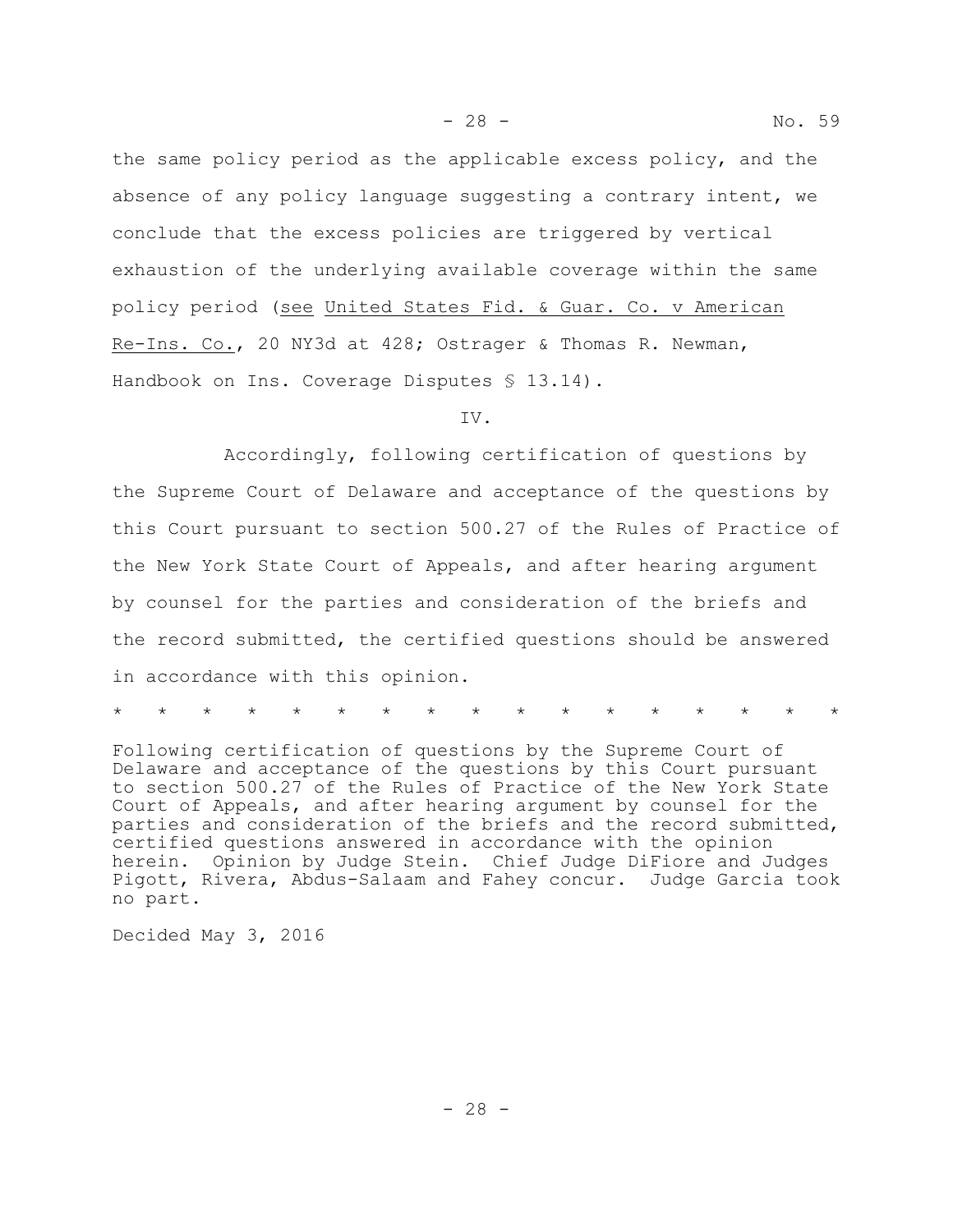the same policy period as the applicable excess policy, and the absence of any policy language suggesting a contrary intent, we conclude that the excess policies are triggered by vertical exhaustion of the underlying available coverage within the same policy period (see United States Fid. & Guar. Co. v American Re-Ins. Co., 20 NY3d at 428; Ostrager & Thomas R. Newman, Handbook on Ins. Coverage Disputes § 13.14).

IV.

Accordingly, following certification of questions by the Supreme Court of Delaware and acceptance of the questions by this Court pursuant to section 500.27 of the Rules of Practice of the New York State Court of Appeals, and after hearing argument by counsel for the parties and consideration of the briefs and the record submitted, the certified questions should be answered in accordance with this opinion.

* * * * * * * * * * * * * * * * *

Following certification of questions by the Supreme Court of Delaware and acceptance of the questions by this Court pursuant to section 500.27 of the Rules of Practice of the New York State Court of Appeals, and after hearing argument by counsel for the parties and consideration of the briefs and the record submitted, certified questions answered in accordance with the opinion herein. Opinion by Judge Stein. Chief Judge DiFiore and Judges Pigott, Rivera, Abdus-Salaam and Fahey concur. Judge Garcia took no part.

Decided May 3, 2016